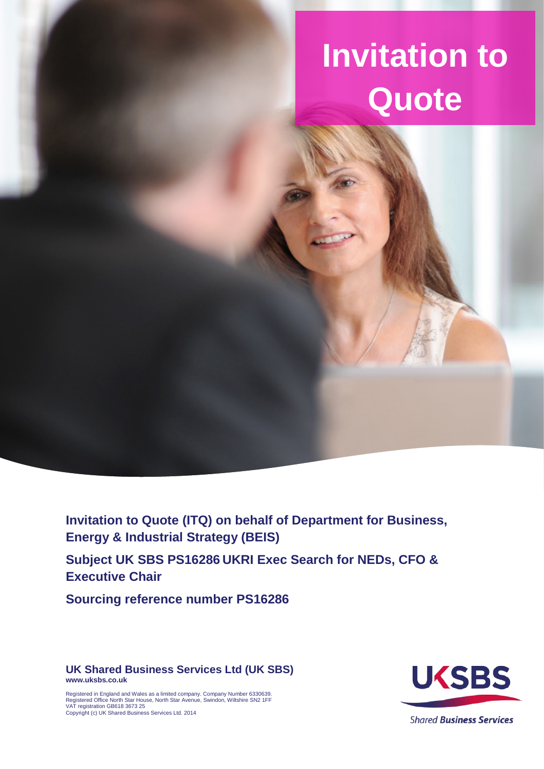# Invitation to Quote

**Invitation to Quote (ITQ) on behalf of Department for Business, Energy & Industrial Strategy (BEIS)**

**Subject UK SBS PS16286 UKRI Exec Search for NEDs, CFO & Executive Chair**

**Sourcing reference number PS16286**

**UK Shared Business Services Ltd (UK SBS)**
**www.uksbs.co.uk**

Registered in England and Wales as a limited company. Company Number 6330639.
Registered Office North Star House, North Star Avenue, Swindon, Wiltshire SN2 1FF
VAT registration GB618 3673 25
Copyright (c) UK Shared Business Services Ltd. 2014

UKSBS
Shared Business Services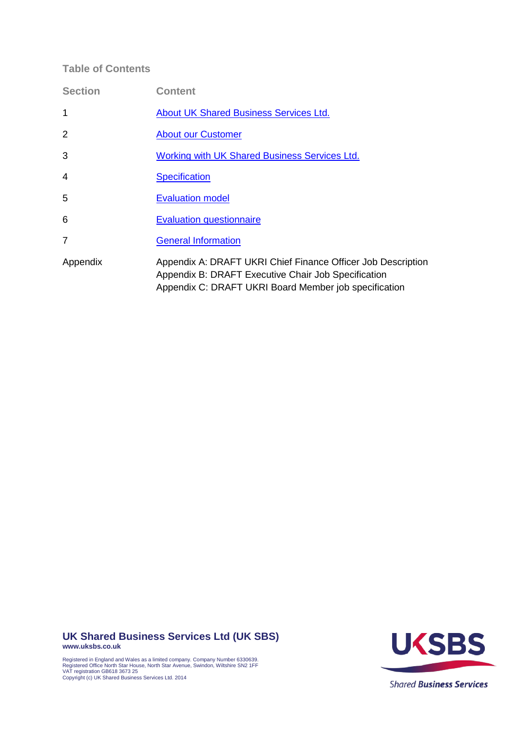## Table of Contents

| Section | Content |
| --- | --- |
| 1 | About UK Shared Business Services Ltd. |
| 2 | About our Customer |
| 3 | Working with UK Shared Business Services Ltd. |
| 4 | Specification |
| 5 | Evaluation model |
| 6 | Evaluation questionnaire |
| 7 | General Information |
| Appendix | Appendix A: DRAFT UKRI Chief Finance Officer Job Description<br>Appendix B: DRAFT Executive Chair Job Specification<br>Appendix C: DRAFT UKRI Board Member job specification |

**UK Shared Business Services Ltd (UK SBS)**
**www.uksbs.co.uk**

Registered in England and Wales as a limited company. Company Number 6330639.
Registered Office North Star House, North Star Avenue, Swindon, Wiltshire SN2 1FF
VAT registration GB618 3673 25
Copyright (c) UK Shared Business Services Ltd. 2014

UKSBS
Shared Business Services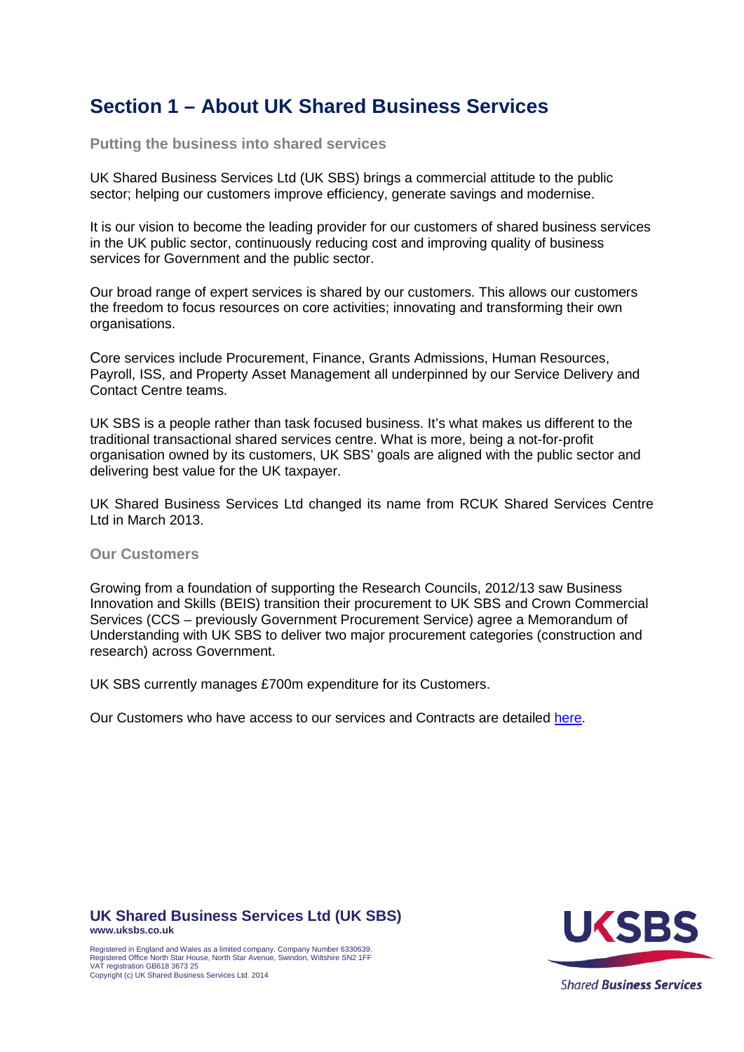# Section 1 – About UK Shared Business Services

### Putting the business into shared services

UK Shared Business Services Ltd (UK SBS) brings a commercial attitude to the public sector; helping our customers improve efficiency, generate savings and modernise.

It is our vision to become the leading provider for our customers of shared business services in the UK public sector, continuously reducing cost and improving quality of business services for Government and the public sector.

Our broad range of expert services is shared by our customers. This allows our customers the freedom to focus resources on core activities; innovating and transforming their own organisations.

Core services include Procurement, Finance, Grants Admissions, Human Resources, Payroll, ISS, and Property Asset Management all underpinned by our Service Delivery and Contact Centre teams.

UK SBS is a people rather than task focused business. It's what makes us different to the traditional transactional shared services centre. What is more, being a not-for-profit organisation owned by its customers, UK SBS' goals are aligned with the public sector and delivering best value for the UK taxpayer.

UK Shared Business Services Ltd changed its name from RCUK Shared Services Centre Ltd in March 2013.

### Our Customers

Growing from a foundation of supporting the Research Councils, 2012/13 saw Business Innovation and Skills (BEIS) transition their procurement to UK SBS and Crown Commercial Services (CCS – previously Government Procurement Service) agree a Memorandum of Understanding with UK SBS to deliver two major procurement categories (construction and research) across Government.

UK SBS currently manages £700m expenditure for its Customers.

Our Customers who have access to our services and Contracts are detailed here.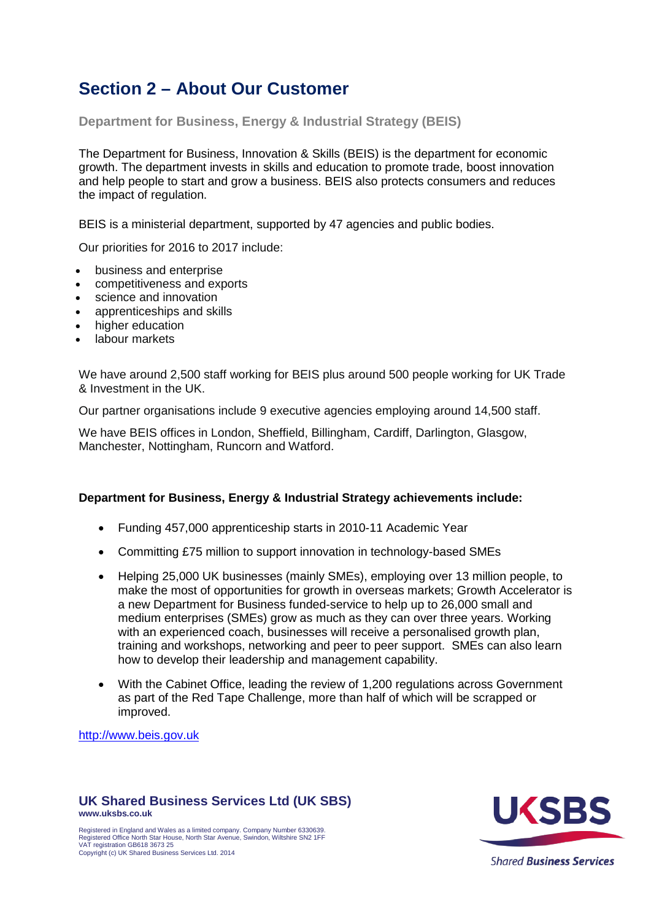# Section 2 – About Our Customer

**Department for Business, Energy & Industrial Strategy (BEIS)**

The Department for Business, Innovation & Skills (BEIS) is the department for economic growth. The department invests in skills and education to promote trade, boost innovation and help people to start and grow a business. BEIS also protects consumers and reduces the impact of regulation.

BEIS is a ministerial department, supported by 47 agencies and public bodies.

Our priorities for 2016 to 2017 include:

- business and enterprise
- competitiveness and exports
- science and innovation
- apprenticeships and skills
- higher education
- labour markets

We have around 2,500 staff working for BEIS plus around 500 people working for UK Trade & Investment in the UK.

Our partner organisations include 9 executive agencies employing around 14,500 staff.

We have BEIS offices in London, Sheffield, Billingham, Cardiff, Darlington, Glasgow, Manchester, Nottingham, Runcorn and Watford.

**Department for Business, Energy & Industrial Strategy achievements include:**

- Funding 457,000 apprenticeship starts in 2010-11 Academic Year
- Committing £75 million to support innovation in technology-based SMEs
- Helping 25,000 UK businesses (mainly SMEs), employing over 13 million people, to make the most of opportunities for growth in overseas markets; Growth Accelerator is a new Department for Business funded-service to help up to 26,000 small and medium enterprises (SMEs) grow as much as they can over three years. Working with an experienced coach, businesses will receive a personalised growth plan, training and workshops, networking and peer to peer support. SMEs can also learn how to develop their leadership and management capability.
- With the Cabinet Office, leading the review of 1,200 regulations across Government as part of the Red Tape Challenge, more than half of which will be scrapped or improved.

http://www.beis.gov.uk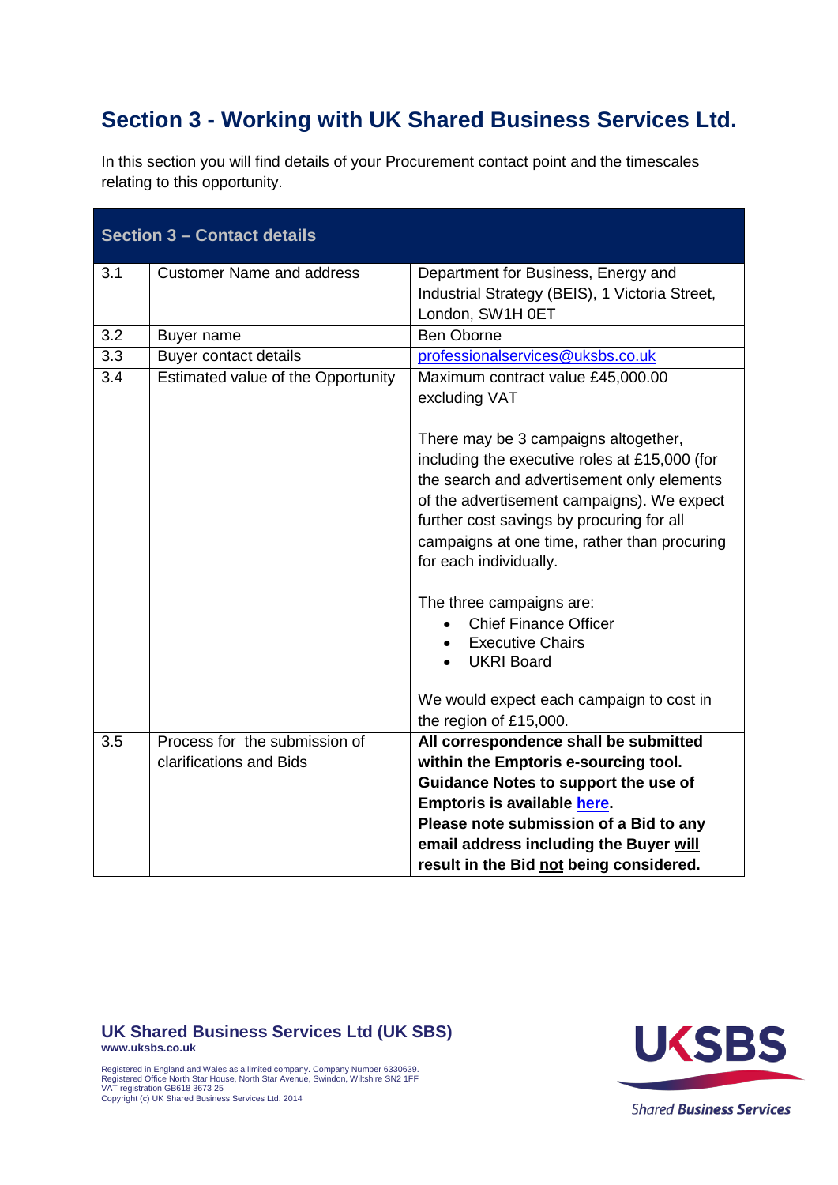# Section 3 - Working with UK Shared Business Services Ltd.

In this section you will find details of your Procurement contact point and the timescales relating to this opportunity.

| Section 3 – Contact details | | |
|---|---|---|
| 3.1 | Customer Name and address | Department for Business, Energy and Industrial Strategy (BEIS), 1 Victoria Street, London, SW1H 0ET |
| 3.2 | Buyer name | Ben Oborne |
| 3.3 | Buyer contact details | professionalservices@uksbs.co.uk |
| 3.4 | Estimated value of the Opportunity | Maximum contract value £45,000.00 excluding VAT<br><br>There may be 3 campaigns altogether, including the executive roles at £15,000 (for the search and advertisement only elements of the advertisement campaigns). We expect further cost savings by procuring for all campaigns at one time, rather than procuring for each individually.<br><br>The three campaigns are:<br>• Chief Finance Officer<br>• Executive Chairs<br>• UKRI Board<br><br>We would expect each campaign to cost in the region of £15,000. |
| 3.5 | Process for the submission of clarifications and Bids | **All correspondence shall be submitted within the Emptoris e-sourcing tool. Guidance Notes to support the use of Emptoris is available here. Please note submission of a Bid to any email address including the Buyer will result in the Bid not being considered.** |

**UK Shared Business Services Ltd (UK SBS)**
**www.uksbs.co.uk**

Registered in England and Wales as a limited company. Company Number 6330639.
Registered Office North Star House, North Star Avenue, Swindon, Wiltshire SN2 1FF
VAT registration GB618 3673 25
Copyright (c) UK Shared Business Services Ltd. 2014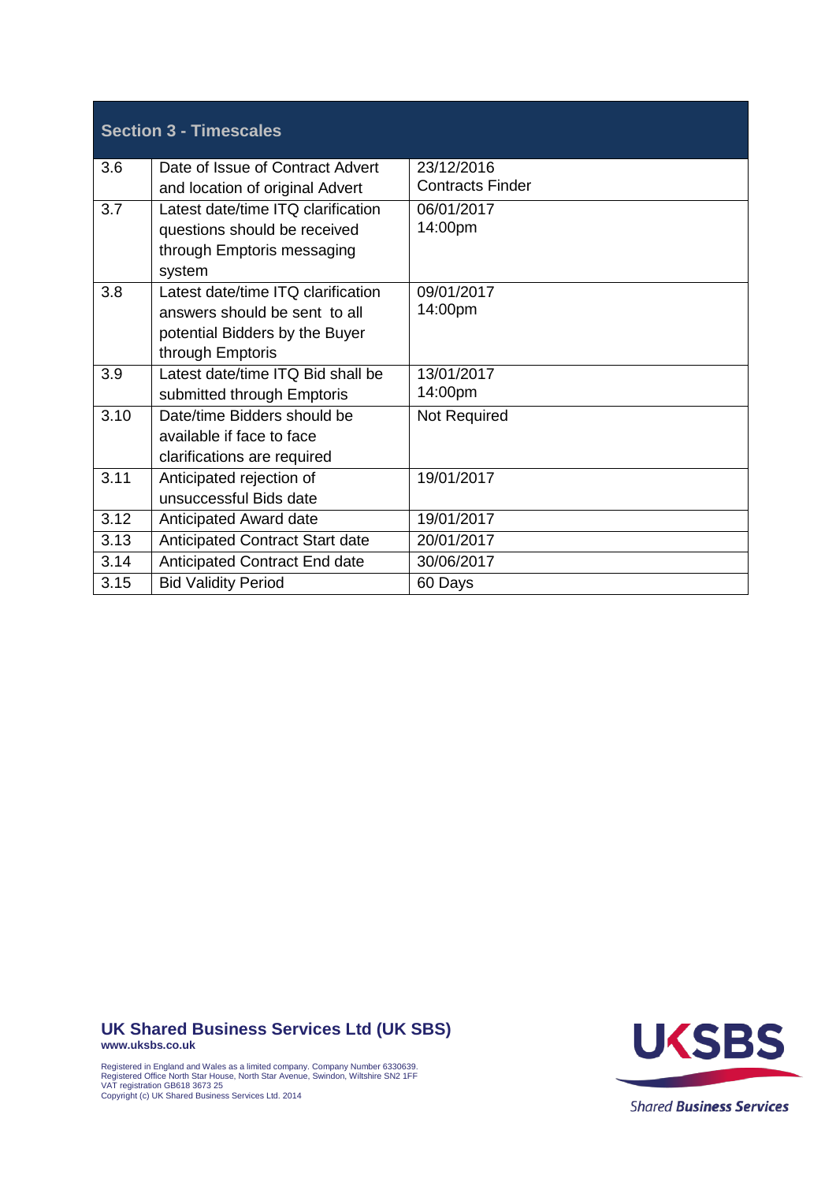| Section 3 - Timescales | | |
|---|---|---|
| 3.6 | Date of Issue of Contract Advert and location of original Advert | 23/12/2016<br>Contracts Finder |
| 3.7 | Latest date/time ITQ clarification questions should be received through Emptoris messaging system | 06/01/2017<br>14:00pm |
| 3.8 | Latest date/time ITQ clarification answers should be sent to all potential Bidders by the Buyer through Emptoris | 09/01/2017<br>14:00pm |
| 3.9 | Latest date/time ITQ Bid shall be submitted through Emptoris | 13/01/2017<br>14:00pm |
| 3.10 | Date/time Bidders should be available if face to face clarifications are required | Not Required |
| 3.11 | Anticipated rejection of unsuccessful Bids date | 19/01/2017 |
| 3.12 | Anticipated Award date | 19/01/2017 |
| 3.13 | Anticipated Contract Start date | 20/01/2017 |
| 3.14 | Anticipated Contract End date | 30/06/2017 |
| 3.15 | Bid Validity Period | 60 Days |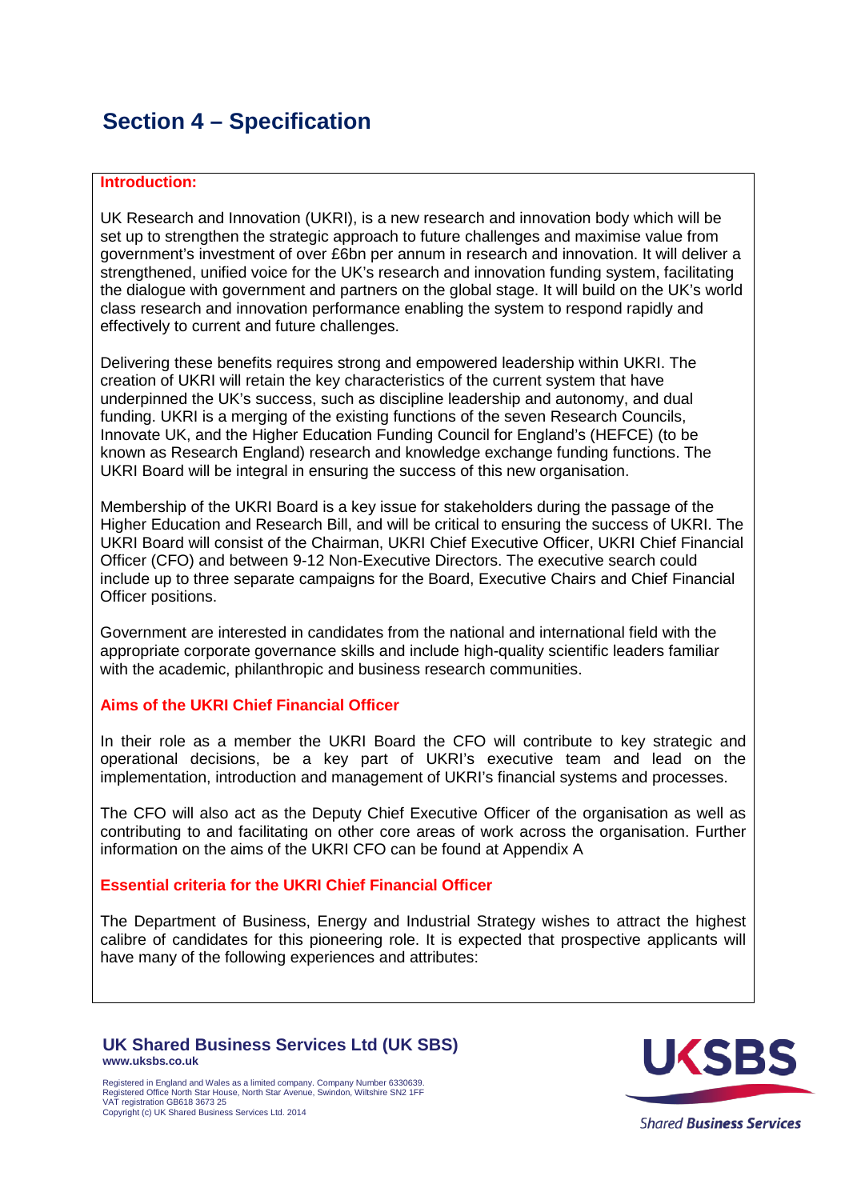# Section 4 – Specification

**Introduction:**

UK Research and Innovation (UKRI), is a new research and innovation body which will be set up to strengthen the strategic approach to future challenges and maximise value from government's investment of over £6bn per annum in research and innovation. It will deliver a strengthened, unified voice for the UK's research and innovation funding system, facilitating the dialogue with government and partners on the global stage. It will build on the UK's world class research and innovation performance enabling the system to respond rapidly and effectively to current and future challenges.

Delivering these benefits requires strong and empowered leadership within UKRI. The creation of UKRI will retain the key characteristics of the current system that have underpinned the UK's success, such as discipline leadership and autonomy, and dual funding. UKRI is a merging of the existing functions of the seven Research Councils, Innovate UK, and the Higher Education Funding Council for England's (HEFCE) (to be known as Research England) research and knowledge exchange funding functions. The UKRI Board will be integral in ensuring the success of this new organisation.

Membership of the UKRI Board is a key issue for stakeholders during the passage of the Higher Education and Research Bill, and will be critical to ensuring the success of UKRI. The UKRI Board will consist of the Chairman, UKRI Chief Executive Officer, UKRI Chief Financial Officer (CFO) and between 9-12 Non-Executive Directors. The executive search could include up to three separate campaigns for the Board, Executive Chairs and Chief Financial Officer positions.

Government are interested in candidates from the national and international field with the appropriate corporate governance skills and include high-quality scientific leaders familiar with the academic, philanthropic and business research communities.

**Aims of the UKRI Chief Financial Officer**

In their role as a member the UKRI Board the CFO will contribute to key strategic and operational decisions, be a key part of UKRI's executive team and lead on the implementation, introduction and management of UKRI's financial systems and processes.

The CFO will also act as the Deputy Chief Executive Officer of the organisation as well as contributing to and facilitating on other core areas of work across the organisation. Further information on the aims of the UKRI CFO can be found at Appendix A

**Essential criteria for the UKRI Chief Financial Officer**

The Department of Business, Energy and Industrial Strategy wishes to attract the highest calibre of candidates for this pioneering role. It is expected that prospective applicants will have many of the following experiences and attributes: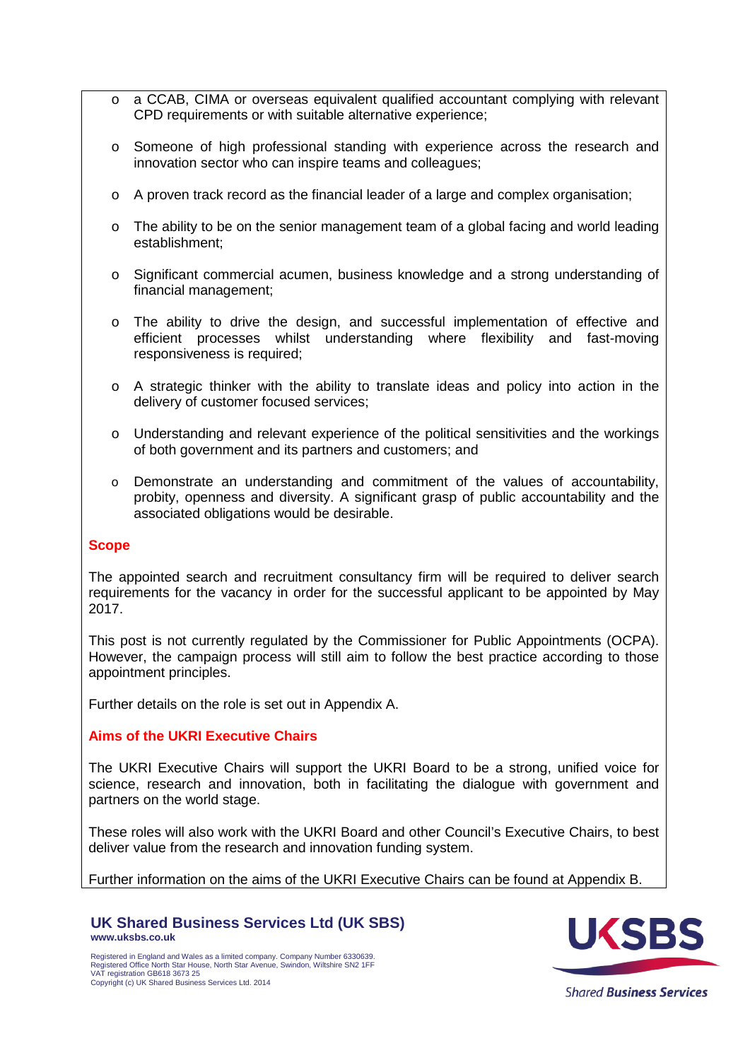- a CCAB, CIMA or overseas equivalent qualified accountant complying with relevant CPD requirements or with suitable alternative experience;
- Someone of high professional standing with experience across the research and innovation sector who can inspire teams and colleagues;
- A proven track record as the financial leader of a large and complex organisation;
- The ability to be on the senior management team of a global facing and world leading establishment;
- Significant commercial acumen, business knowledge and a strong understanding of financial management;
- The ability to drive the design, and successful implementation of effective and efficient processes whilst understanding where flexibility and fast-moving responsiveness is required;
- A strategic thinker with the ability to translate ideas and policy into action in the delivery of customer focused services;
- Understanding and relevant experience of the political sensitivities and the workings of both government and its partners and customers; and
- Demonstrate an understanding and commitment of the values of accountability, probity, openness and diversity. A significant grasp of public accountability and the associated obligations would be desirable.

## Scope

The appointed search and recruitment consultancy firm will be required to deliver search requirements for the vacancy in order for the successful applicant to be appointed by May 2017.

This post is not currently regulated by the Commissioner for Public Appointments (OCPA). However, the campaign process will still aim to follow the best practice according to those appointment principles.

Further details on the role is set out in Appendix A.

## Aims of the UKRI Executive Chairs

The UKRI Executive Chairs will support the UKRI Board to be a strong, unified voice for science, research and innovation, both in facilitating the dialogue with government and partners on the world stage.

These roles will also work with the UKRI Board and other Council's Executive Chairs, to best deliver value from the research and innovation funding system.

Further information on the aims of the UKRI Executive Chairs can be found at Appendix B.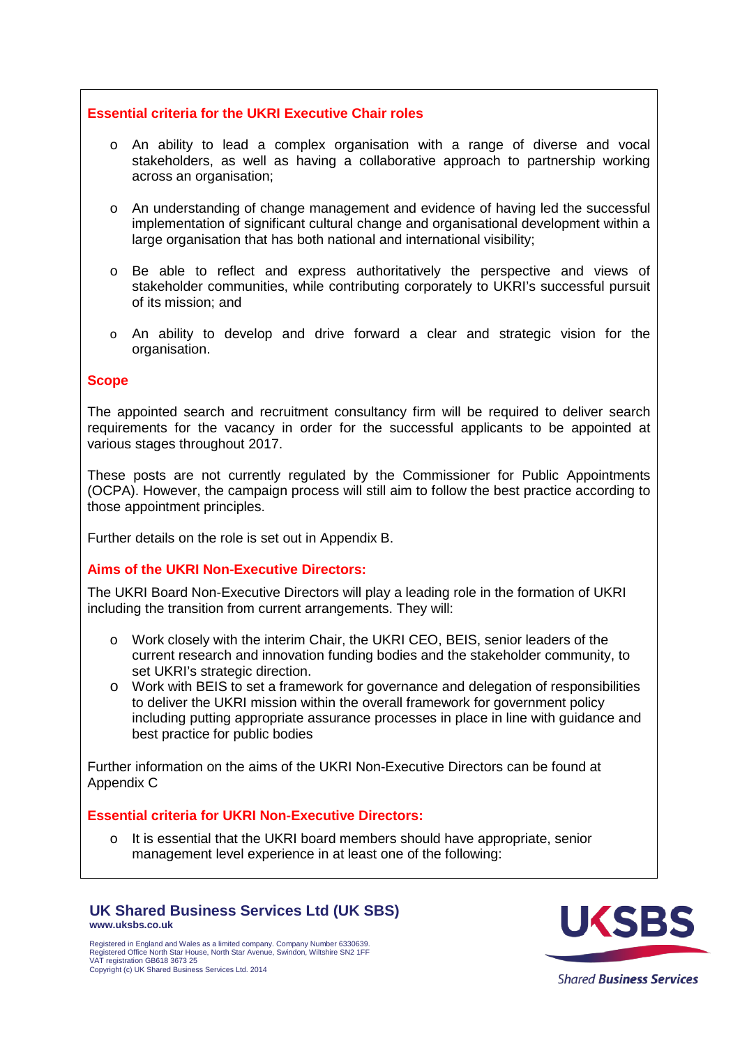### Essential criteria for the UKRI Executive Chair roles

- An ability to lead a complex organisation with a range of diverse and vocal stakeholders, as well as having a collaborative approach to partnership working across an organisation;
- An understanding of change management and evidence of having led the successful implementation of significant cultural change and organisational development within a large organisation that has both national and international visibility;
- Be able to reflect and express authoritatively the perspective and views of stakeholder communities, while contributing corporately to UKRI's successful pursuit of its mission; and
- An ability to develop and drive forward a clear and strategic vision for the organisation.

### Scope

The appointed search and recruitment consultancy firm will be required to deliver search requirements for the vacancy in order for the successful applicants to be appointed at various stages throughout 2017.

These posts are not currently regulated by the Commissioner for Public Appointments (OCPA). However, the campaign process will still aim to follow the best practice according to those appointment principles.

Further details on the role is set out in Appendix B.

### Aims of the UKRI Non-Executive Directors:

The UKRI Board Non-Executive Directors will play a leading role in the formation of UKRI including the transition from current arrangements. They will:

- Work closely with the interim Chair, the UKRI CEO, BEIS, senior leaders of the current research and innovation funding bodies and the stakeholder community, to set UKRI's strategic direction.
- Work with BEIS to set a framework for governance and delegation of responsibilities to deliver the UKRI mission within the overall framework for government policy including putting appropriate assurance processes in place in line with guidance and best practice for public bodies

Further information on the aims of the UKRI Non-Executive Directors can be found at Appendix C

### Essential criteria for UKRI Non-Executive Directors:

- It is essential that the UKRI board members should have appropriate, senior management level experience in at least one of the following: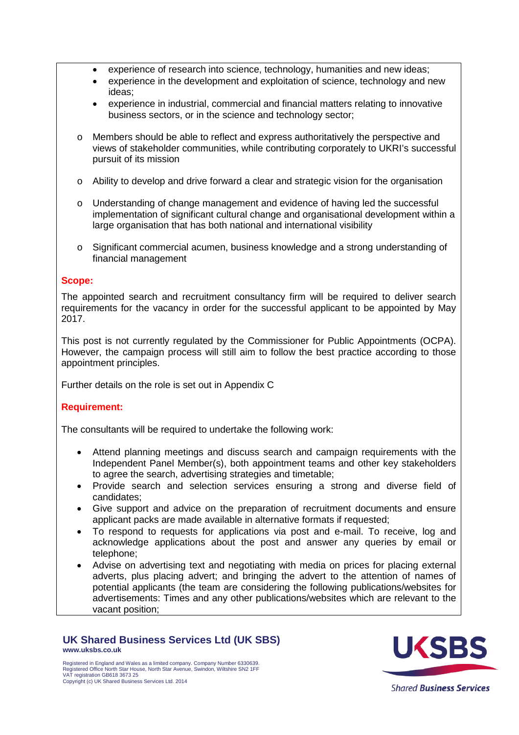- experience of research into science, technology, humanities and new ideas;
- experience in the development and exploitation of science, technology and new ideas;
- experience in industrial, commercial and financial matters relating to innovative business sectors, or in the science and technology sector;

- Members should be able to reflect and express authoritatively the perspective and views of stakeholder communities, while contributing corporately to UKRI's successful pursuit of its mission

- Ability to develop and drive forward a clear and strategic vision for the organisation

- Understanding of change management and evidence of having led the successful implementation of significant cultural change and organisational development within a large organisation that has both national and international visibility

- Significant commercial acumen, business knowledge and a strong understanding of financial management

**Scope:**

The appointed search and recruitment consultancy firm will be required to deliver search requirements for the vacancy in order for the successful applicant to be appointed by May 2017.

This post is not currently regulated by the Commissioner for Public Appointments (OCPA). However, the campaign process will still aim to follow the best practice according to those appointment principles.

Further details on the role is set out in Appendix C

**Requirement:**

The consultants will be required to undertake the following work:

- Attend planning meetings and discuss search and campaign requirements with the Independent Panel Member(s), both appointment teams and other key stakeholders to agree the search, advertising strategies and timetable;
- Provide search and selection services ensuring a strong and diverse field of candidates;
- Give support and advice on the preparation of recruitment documents and ensure applicant packs are made available in alternative formats if requested;
- To respond to requests for applications via post and e-mail. To receive, log and acknowledge applications about the post and answer any queries by email or telephone;
- Advise on advertising text and negotiating with media on prices for placing external adverts, plus placing advert; and bringing the advert to the attention of names of potential applicants (the team are considering the following publications/websites for advertisements: Times and any other publications/websites which are relevant to the vacant position;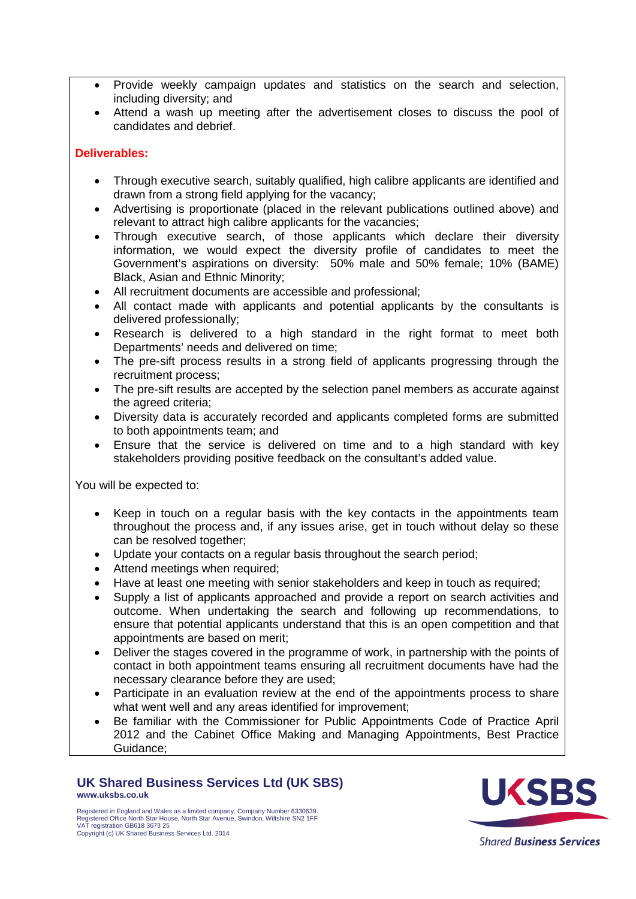- Provide weekly campaign updates and statistics on the search and selection, including diversity; and
- Attend a wash up meeting after the advertisement closes to discuss the pool of candidates and debrief.

**Deliverables:**

- Through executive search, suitably qualified, high calibre applicants are identified and drawn from a strong field applying for the vacancy;
- Advertising is proportionate (placed in the relevant publications outlined above) and relevant to attract high calibre applicants for the vacancies;
- Through executive search, of those applicants which declare their diversity information, we would expect the diversity profile of candidates to meet the Government's aspirations on diversity:  50% male and 50% female; 10% (BAME) Black, Asian and Ethnic Minority;
- All recruitment documents are accessible and professional;
- All contact made with applicants and potential applicants by the consultants is delivered professionally;
- Research is delivered to a high standard in the right format to meet both Departments' needs and delivered on time;
- The pre-sift process results in a strong field of applicants progressing through the recruitment process;
- The pre-sift results are accepted by the selection panel members as accurate against the agreed criteria;
- Diversity data is accurately recorded and applicants completed forms are submitted to both appointments team; and
- Ensure that the service is delivered on time and to a high standard with key stakeholders providing positive feedback on the consultant's added value.

You will be expected to:

- Keep in touch on a regular basis with the key contacts in the appointments team throughout the process and, if any issues arise, get in touch without delay so these can be resolved together;
- Update your contacts on a regular basis throughout the search period;
- Attend meetings when required;
- Have at least one meeting with senior stakeholders and keep in touch as required;
- Supply a list of applicants approached and provide a report on search activities and outcome. When undertaking the search and following up recommendations, to ensure that potential applicants understand that this is an open competition and that appointments are based on merit;
- Deliver the stages covered in the programme of work, in partnership with the points of contact in both appointment teams ensuring all recruitment documents have had the necessary clearance before they are used;
- Participate in an evaluation review at the end of the appointments process to share what went well and any areas identified for improvement;
- Be familiar with the Commissioner for Public Appointments Code of Practice April 2012 and the Cabinet Office Making and Managing Appointments, Best Practice Guidance;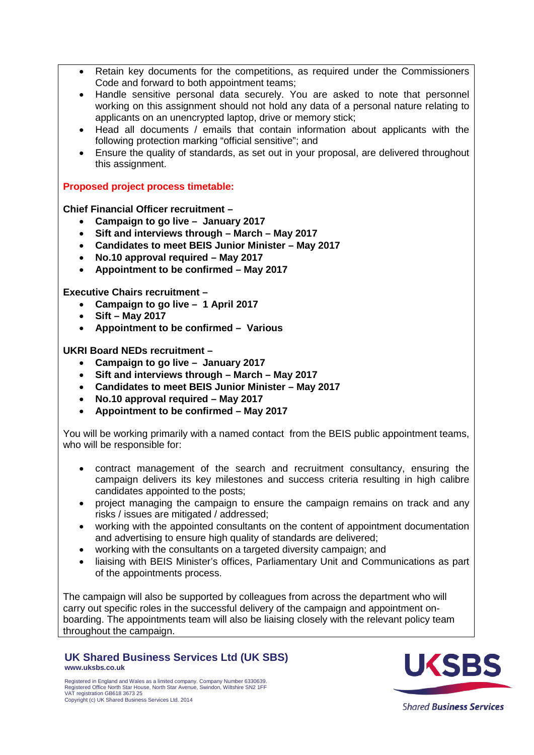- Retain key documents for the competitions, as required under the Commissioners Code and forward to both appointment teams;
- Handle sensitive personal data securely. You are asked to note that personnel working on this assignment should not hold any data of a personal nature relating to applicants on an unencrypted laptop, drive or memory stick;
- Head all documents / emails that contain information about applicants with the following protection marking "official sensitive"; and
- Ensure the quality of standards, as set out in your proposal, are delivered throughout this assignment.

**Proposed project process timetable:**

**Chief Financial Officer recruitment –**

- **Campaign to go live – January 2017**
- **Sift and interviews through – March – May 2017**
- **Candidates to meet BEIS Junior Minister – May 2017**
- **No.10 approval required – May 2017**
- **Appointment to be confirmed – May 2017**

**Executive Chairs recruitment –**

- **Campaign to go live – 1 April 2017**
- **Sift – May 2017**
- **Appointment to be confirmed – Various**

**UKRI Board NEDs recruitment –**

- **Campaign to go live – January 2017**
- **Sift and interviews through – March – May 2017**
- **Candidates to meet BEIS Junior Minister – May 2017**
- **No.10 approval required – May 2017**
- **Appointment to be confirmed – May 2017**

You will be working primarily with a named contact from the BEIS public appointment teams, who will be responsible for:

- contract management of the search and recruitment consultancy, ensuring the campaign delivers its key milestones and success criteria resulting in high calibre candidates appointed to the posts;
- project managing the campaign to ensure the campaign remains on track and any risks / issues are mitigated / addressed;
- working with the appointed consultants on the content of appointment documentation and advertising to ensure high quality of standards are delivered;
- working with the consultants on a targeted diversity campaign; and
- liaising with BEIS Minister's offices, Parliamentary Unit and Communications as part of the appointments process.

The campaign will also be supported by colleagues from across the department who will carry out specific roles in the successful delivery of the campaign and appointment on-boarding. The appointments team will also be liaising closely with the relevant policy team throughout the campaign.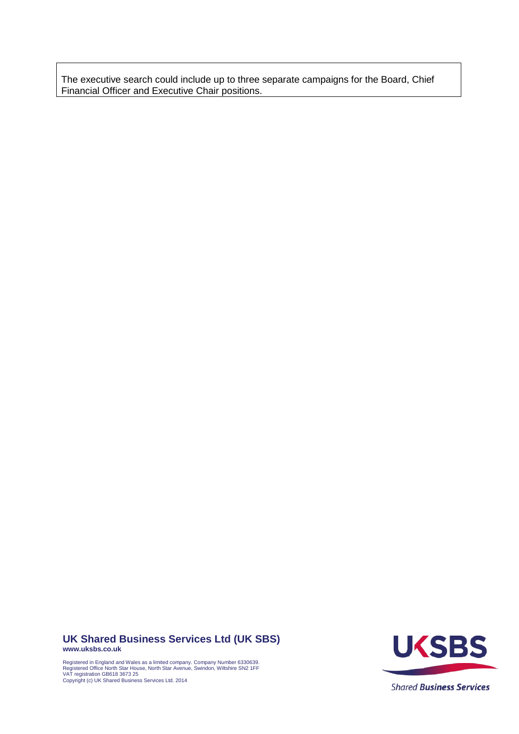The executive search could include up to three separate campaigns for the Board, Chief Financial Officer and Executive Chair positions.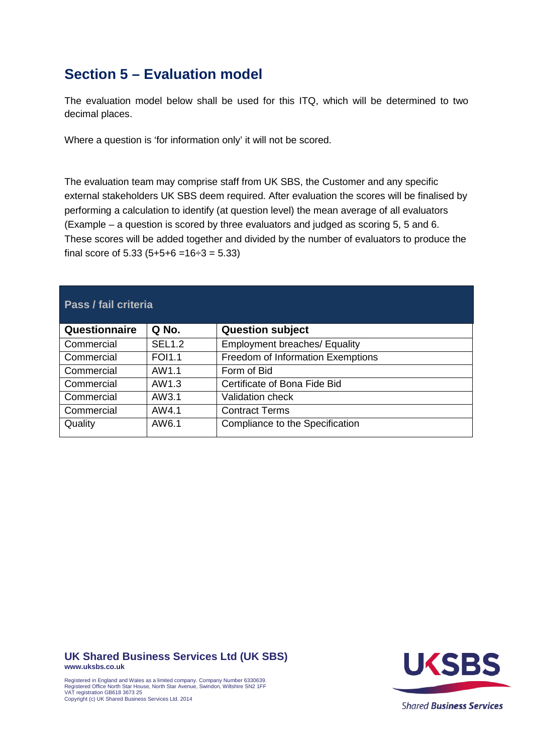## Section 5 – Evaluation model

The evaluation model below shall be used for this ITQ, which will be determined to two decimal places.

Where a question is 'for information only' it will not be scored.

The evaluation team may comprise staff from UK SBS, the Customer and any specific external stakeholders UK SBS deem required. After evaluation the scores will be finalised by performing a calculation to identify (at question level) the mean average of all evaluators (Example – a question is scored by three evaluators and judged as scoring 5, 5 and 6. These scores will be added together and divided by the number of evaluators to produce the final score of 5.33 (5+5+6 =16÷3 = 5.33)

| **Pass / fail criteria** | | |
|---|---|---|
| **Questionnaire** | **Q No.** | **Question subject** |
| Commercial | SEL1.2 | Employment breaches/ Equality |
| Commercial | FOI1.1 | Freedom of Information Exemptions |
| Commercial | AW1.1 | Form of Bid |
| Commercial | AW1.3 | Certificate of Bona Fide Bid |
| Commercial | AW3.1 | Validation check |
| Commercial | AW4.1 | Contract Terms |
| Quality | AW6.1 | Compliance to the Specification |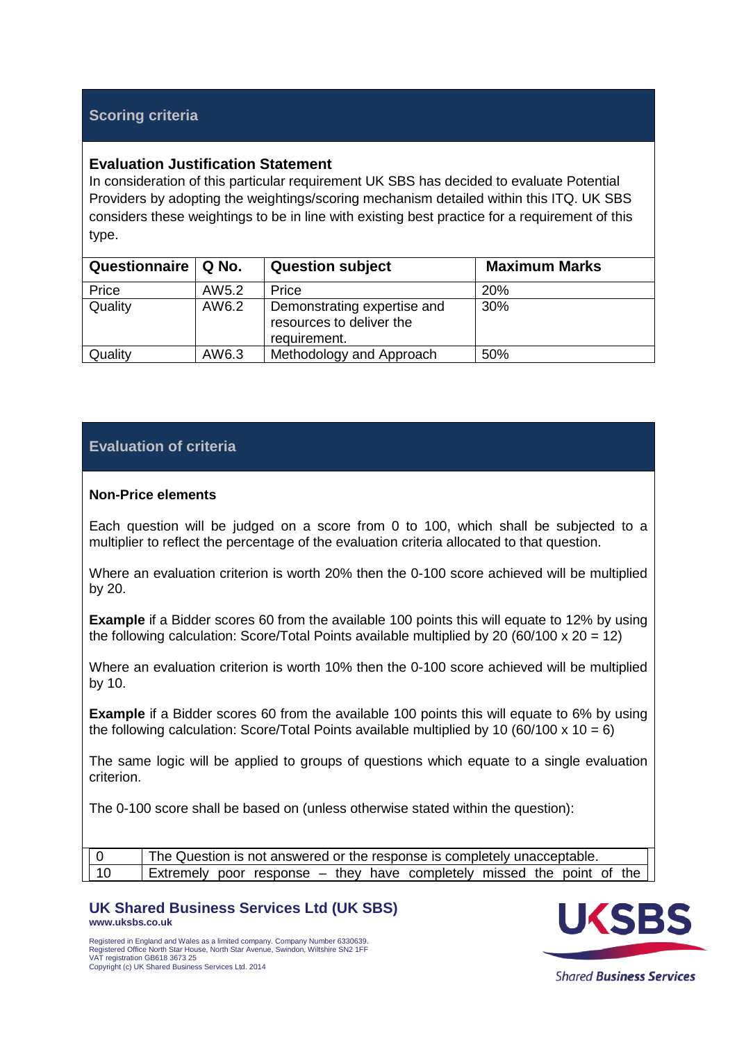## Scoring criteria

**Evaluation Justification Statement**
In consideration of this particular requirement UK SBS has decided to evaluate Potential Providers by adopting the weightings/scoring mechanism detailed within this ITQ. UK SBS considers these weightings to be in line with existing best practice for a requirement of this type.

| Questionnaire | Q No. | Question subject | Maximum Marks |
|---|---|---|---|
| Price | AW5.2 | Price | 20% |
| Quality | AW6.2 | Demonstrating expertise and resources to deliver the requirement. | 30% |
| Quality | AW6.3 | Methodology and Approach | 50% |

## Evaluation of criteria

**Non-Price elements**

Each question will be judged on a score from 0 to 100, which shall be subjected to a multiplier to reflect the percentage of the evaluation criteria allocated to that question.

Where an evaluation criterion is worth 20% then the 0-100 score achieved will be multiplied by 20.

**Example** if a Bidder scores 60 from the available 100 points this will equate to 12% by using the following calculation: Score/Total Points available multiplied by 20 (60/100 x 20 = 12)

Where an evaluation criterion is worth 10% then the 0-100 score achieved will be multiplied by 10.

**Example** if a Bidder scores 60 from the available 100 points this will equate to 6% by using the following calculation: Score/Total Points available multiplied by 10 (60/100 x 10 = 6)

The same logic will be applied to groups of questions which equate to a single evaluation criterion.

The 0-100 score shall be based on (unless otherwise stated within the question):

| | |
|---|---|
| 0 | The Question is not answered or the response is completely unacceptable. |
| 10 | Extremely poor response – they have completely missed the point of the |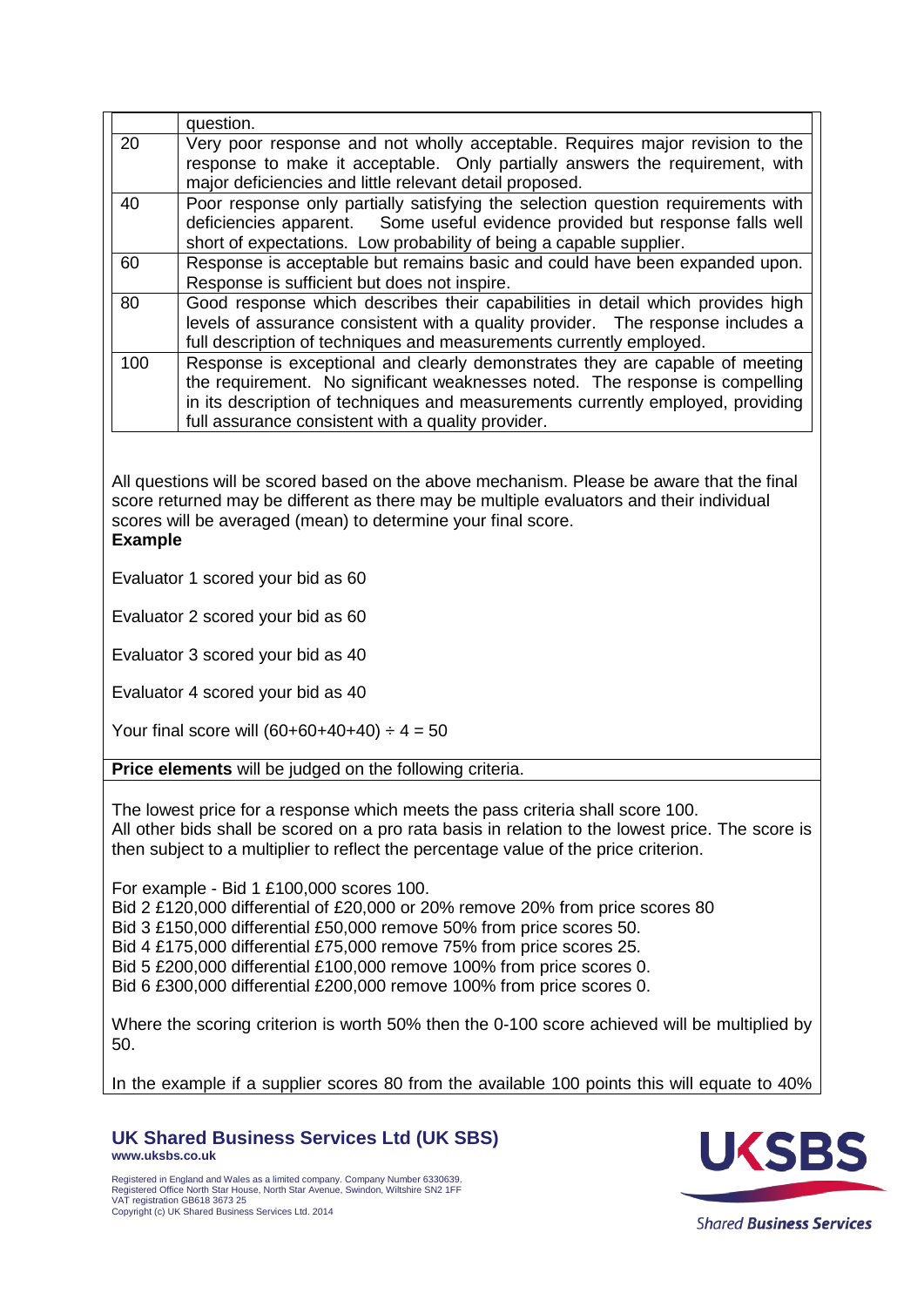| | |
|---|---|
| | question. |
| 20 | Very poor response and not wholly acceptable. Requires major revision to the response to make it acceptable. Only partially answers the requirement, with major deficiencies and little relevant detail proposed. |
| 40 | Poor response only partially satisfying the selection question requirements with deficiencies apparent. Some useful evidence provided but response falls well short of expectations. Low probability of being a capable supplier. |
| 60 | Response is acceptable but remains basic and could have been expanded upon. Response is sufficient but does not inspire. |
| 80 | Good response which describes their capabilities in detail which provides high levels of assurance consistent with a quality provider. The response includes a full description of techniques and measurements currently employed. |
| 100 | Response is exceptional and clearly demonstrates they are capable of meeting the requirement. No significant weaknesses noted. The response is compelling in its description of techniques and measurements currently employed, providing full assurance consistent with a quality provider. |

All questions will be scored based on the above mechanism. Please be aware that the final score returned may be different as there may be multiple evaluators and their individual scores will be averaged (mean) to determine your final score.

**Example**

Evaluator 1 scored your bid as 60

Evaluator 2 scored your bid as 60

Evaluator 3 scored your bid as 40

Evaluator 4 scored your bid as 40

Your final score will (60+60+40+40) ÷ 4 = 50

**Price elements** will be judged on the following criteria.

The lowest price for a response which meets the pass criteria shall score 100.
All other bids shall be scored on a pro rata basis in relation to the lowest price. The score is then subject to a multiplier to reflect the percentage value of the price criterion.

For example - Bid 1 £100,000 scores 100.
Bid 2 £120,000 differential of £20,000 or 20% remove 20% from price scores 80
Bid 3 £150,000 differential £50,000 remove 50% from price scores 50.
Bid 4 £175,000 differential £75,000 remove 75% from price scores 25.
Bid 5 £200,000 differential £100,000 remove 100% from price scores 0.
Bid 6 £300,000 differential £200,000 remove 100% from price scores 0.

Where the scoring criterion is worth 50% then the 0-100 score achieved will be multiplied by 50.

In the example if a supplier scores 80 from the available 100 points this will equate to 40%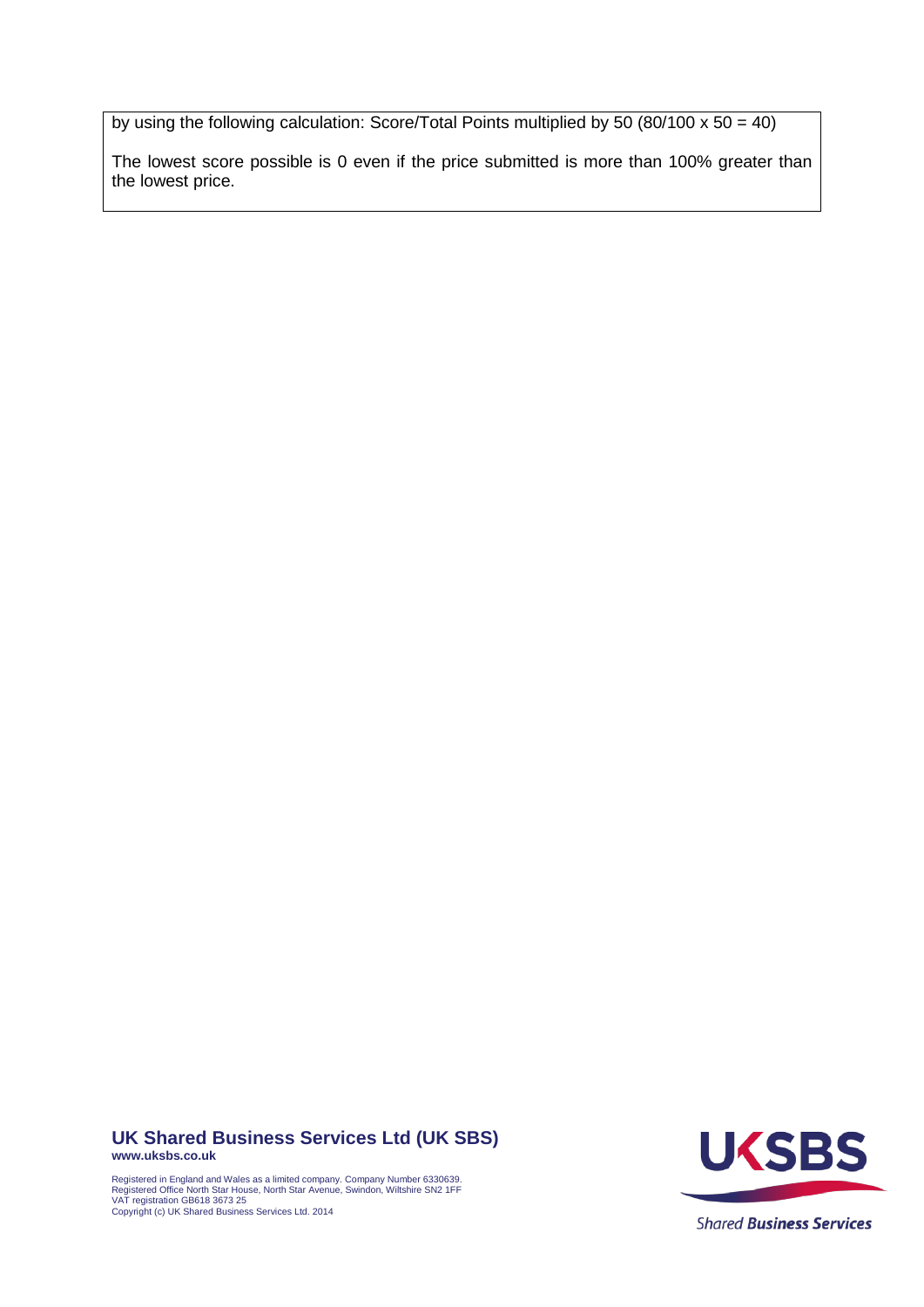by using the following calculation: Score/Total Points multiplied by 50 (80/100 x 50 = 40)

The lowest score possible is 0 even if the price submitted is more than 100% greater than the lowest price.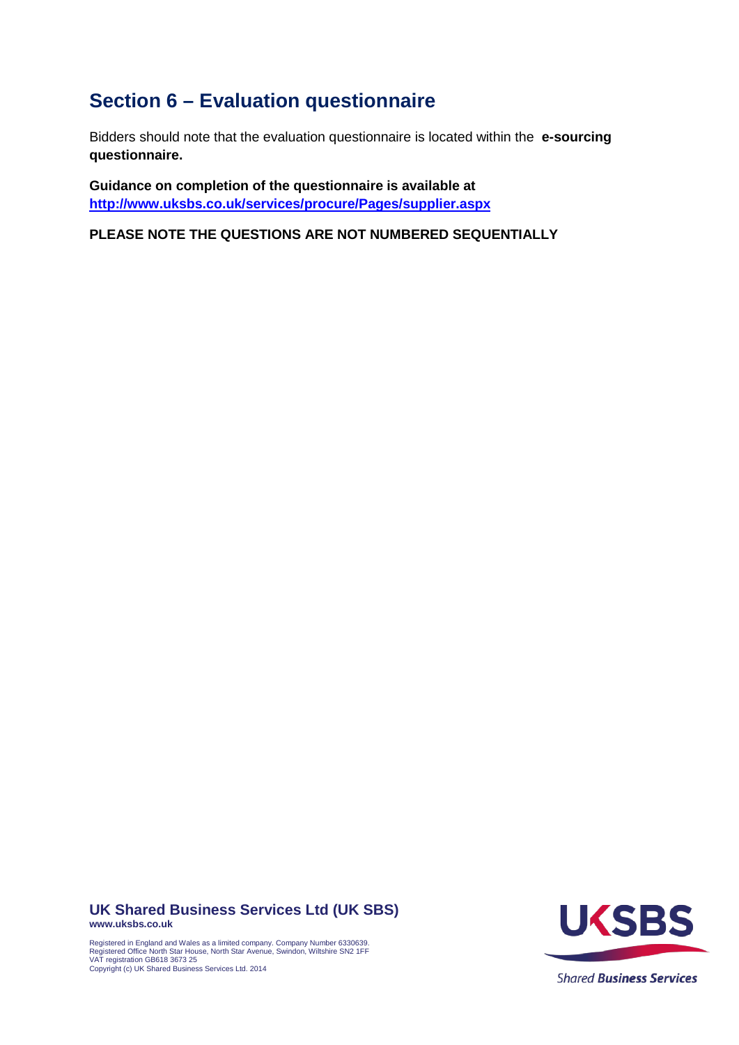## Section 6 – Evaluation questionnaire

Bidders should note that the evaluation questionnaire is located within the **e-sourcing questionnaire.**

**Guidance on completion of the questionnaire is available at [http://www.uksbs.co.uk/services/procure/Pages/supplier.aspx](http://www.uksbs.co.uk/services/procure/Pages/supplier.aspx)**

**PLEASE NOTE THE QUESTIONS ARE NOT NUMBERED SEQUENTIALLY**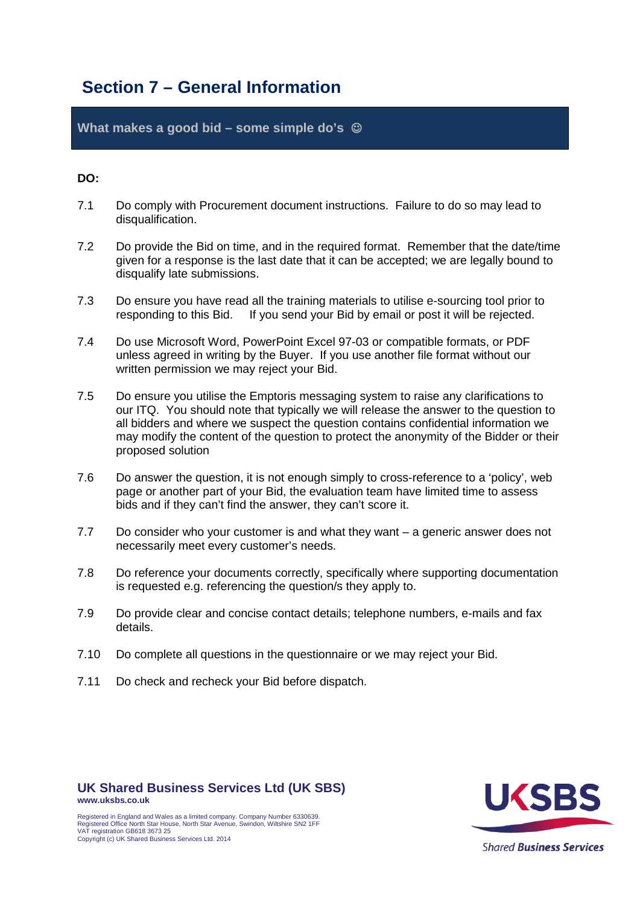# Section 7 – General Information

## What makes a good bid – some simple do's ☺

**DO:**

7.1 Do comply with Procurement document instructions. Failure to do so may lead to disqualification.

7.2 Do provide the Bid on time, and in the required format. Remember that the date/time given for a response is the last date that it can be accepted; we are legally bound to disqualify late submissions.

7.3 Do ensure you have read all the training materials to utilise e-sourcing tool prior to responding to this Bid. If you send your Bid by email or post it will be rejected.

7.4 Do use Microsoft Word, PowerPoint Excel 97-03 or compatible formats, or PDF unless agreed in writing by the Buyer. If you use another file format without our written permission we may reject your Bid.

7.5 Do ensure you utilise the Emptoris messaging system to raise any clarifications to our ITQ. You should note that typically we will release the answer to the question to all bidders and where we suspect the question contains confidential information we may modify the content of the question to protect the anonymity of the Bidder or their proposed solution

7.6 Do answer the question, it is not enough simply to cross-reference to a 'policy', web page or another part of your Bid, the evaluation team have limited time to assess bids and if they can't find the answer, they can't score it.

7.7 Do consider who your customer is and what they want – a generic answer does not necessarily meet every customer's needs.

7.8 Do reference your documents correctly, specifically where supporting documentation is requested e.g. referencing the question/s they apply to.

7.9 Do provide clear and concise contact details; telephone numbers, e-mails and fax details.

7.10 Do complete all questions in the questionnaire or we may reject your Bid.

7.11 Do check and recheck your Bid before dispatch.

**UK Shared Business Services Ltd (UK SBS)**
**www.uksbs.co.uk**

Registered in England and Wales as a limited company. Company Number 6330639.
Registered Office North Star House, North Star Avenue, Swindon, Wiltshire SN2 1FF
VAT registration GB618 3673 25
Copyright (c) UK Shared Business Services Ltd. 2014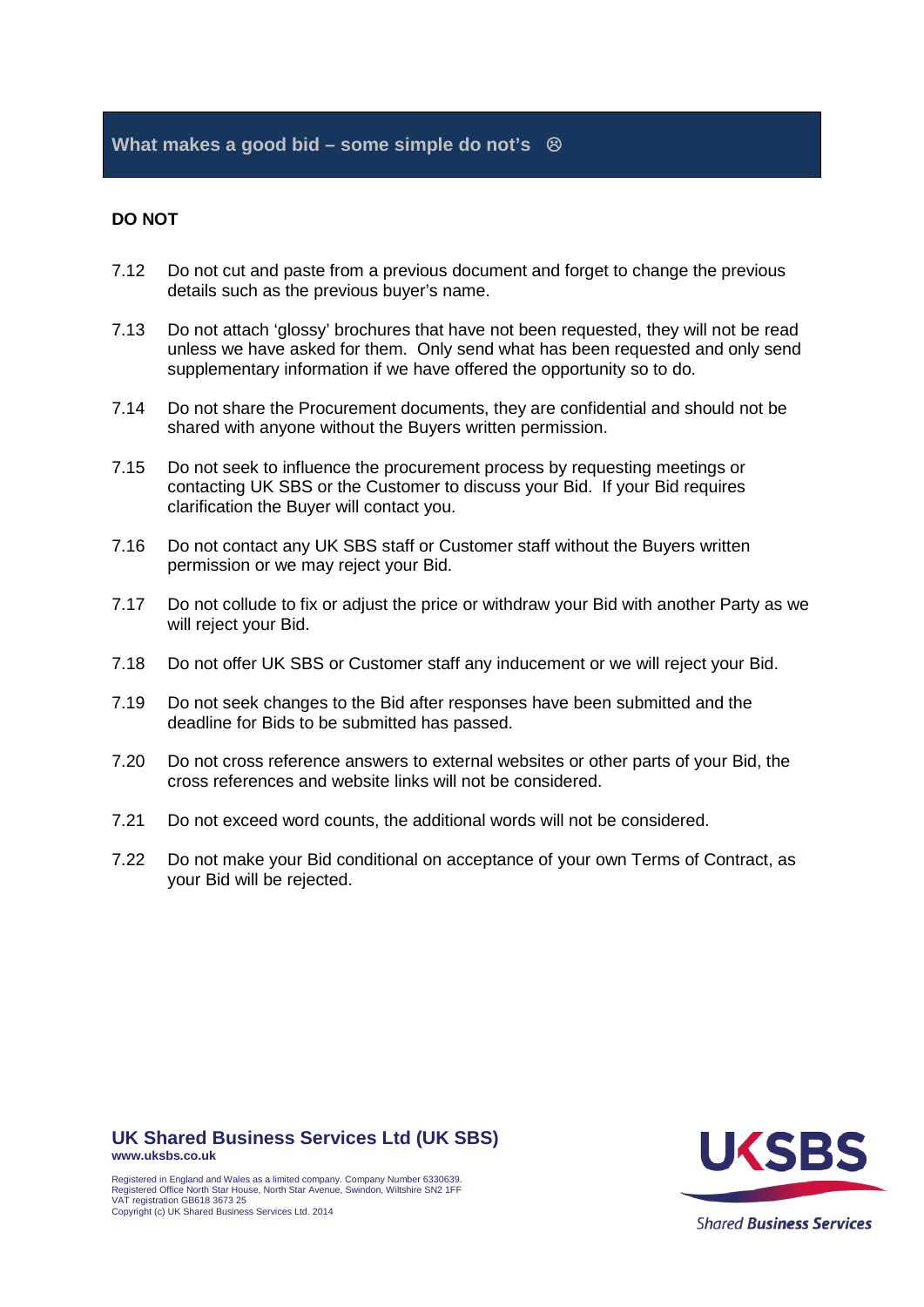## What makes a good bid – some simple do not's ☹

**DO NOT**

7.12 Do not cut and paste from a previous document and forget to change the previous details such as the previous buyer's name.

7.13 Do not attach 'glossy' brochures that have not been requested, they will not be read unless we have asked for them. Only send what has been requested and only send supplementary information if we have offered the opportunity so to do.

7.14 Do not share the Procurement documents, they are confidential and should not be shared with anyone without the Buyers written permission.

7.15 Do not seek to influence the procurement process by requesting meetings or contacting UK SBS or the Customer to discuss your Bid. If your Bid requires clarification the Buyer will contact you.

7.16 Do not contact any UK SBS staff or Customer staff without the Buyers written permission or we may reject your Bid.

7.17 Do not collude to fix or adjust the price or withdraw your Bid with another Party as we will reject your Bid.

7.18 Do not offer UK SBS or Customer staff any inducement or we will reject your Bid.

7.19 Do not seek changes to the Bid after responses have been submitted and the deadline for Bids to be submitted has passed.

7.20 Do not cross reference answers to external websites or other parts of your Bid, the cross references and website links will not be considered.

7.21 Do not exceed word counts, the additional words will not be considered.

7.22 Do not make your Bid conditional on acceptance of your own Terms of Contract, as your Bid will be rejected.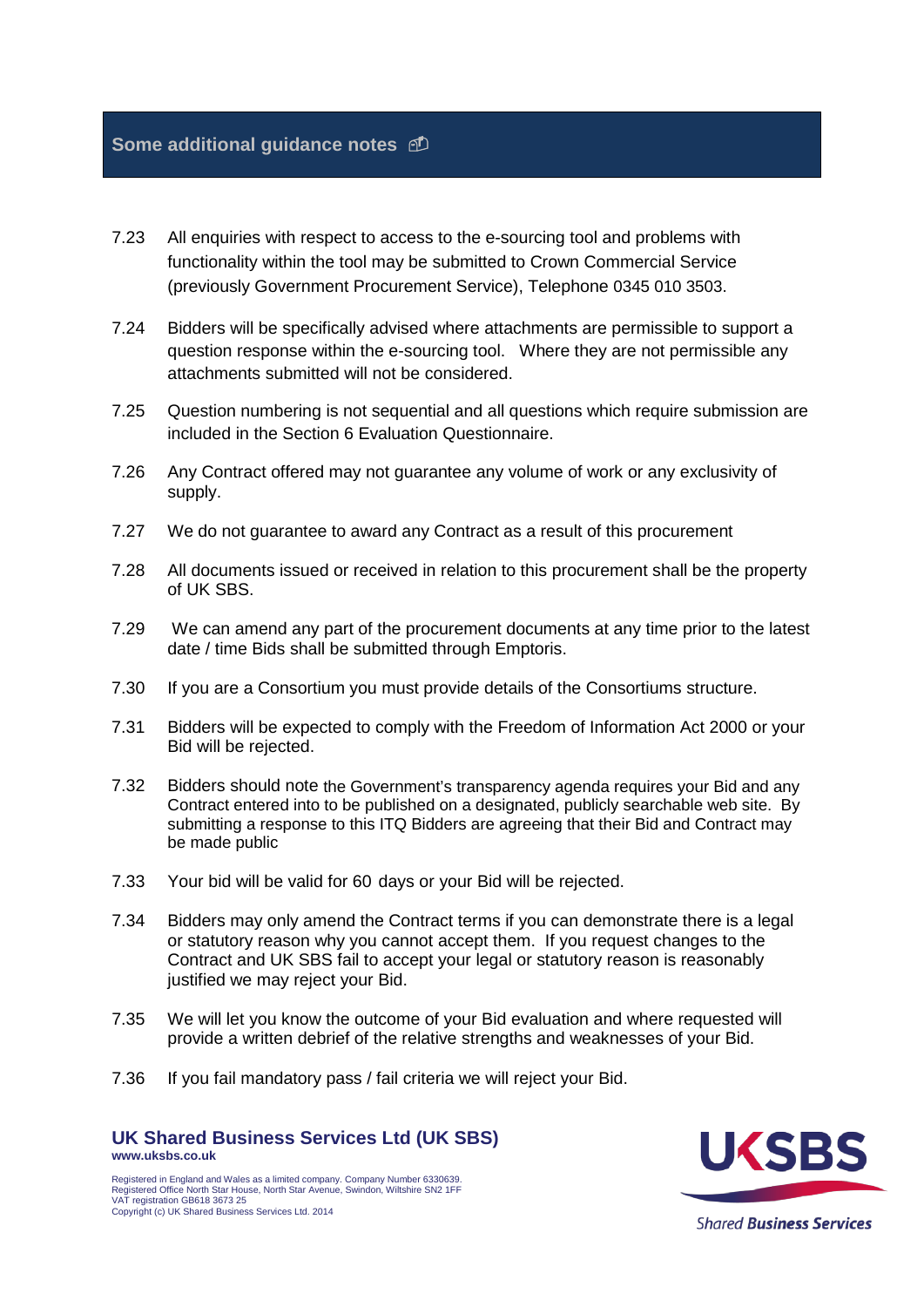## Some additional guidance notes

7.23 All enquiries with respect to access to the e-sourcing tool and problems with functionality within the tool may be submitted to Crown Commercial Service (previously Government Procurement Service), Telephone 0345 010 3503.

7.24 Bidders will be specifically advised where attachments are permissible to support a question response within the e-sourcing tool. Where they are not permissible any attachments submitted will not be considered.

7.25 Question numbering is not sequential and all questions which require submission are included in the Section 6 Evaluation Questionnaire.

7.26 Any Contract offered may not guarantee any volume of work or any exclusivity of supply.

7.27 We do not guarantee to award any Contract as a result of this procurement

7.28 All documents issued or received in relation to this procurement shall be the property of UK SBS.

7.29 We can amend any part of the procurement documents at any time prior to the latest date / time Bids shall be submitted through Emptoris.

7.30 If you are a Consortium you must provide details of the Consortiums structure.

7.31 Bidders will be expected to comply with the Freedom of Information Act 2000 or your Bid will be rejected.

7.32 Bidders should note the Government's transparency agenda requires your Bid and any Contract entered into to be published on a designated, publicly searchable web site. By submitting a response to this ITQ Bidders are agreeing that their Bid and Contract may be made public

7.33 Your bid will be valid for 60 days or your Bid will be rejected.

7.34 Bidders may only amend the Contract terms if you can demonstrate there is a legal or statutory reason why you cannot accept them. If you request changes to the Contract and UK SBS fail to accept your legal or statutory reason is reasonably justified we may reject your Bid.

7.35 We will let you know the outcome of your Bid evaluation and where requested will provide a written debrief of the relative strengths and weaknesses of your Bid.

7.36 If you fail mandatory pass / fail criteria we will reject your Bid.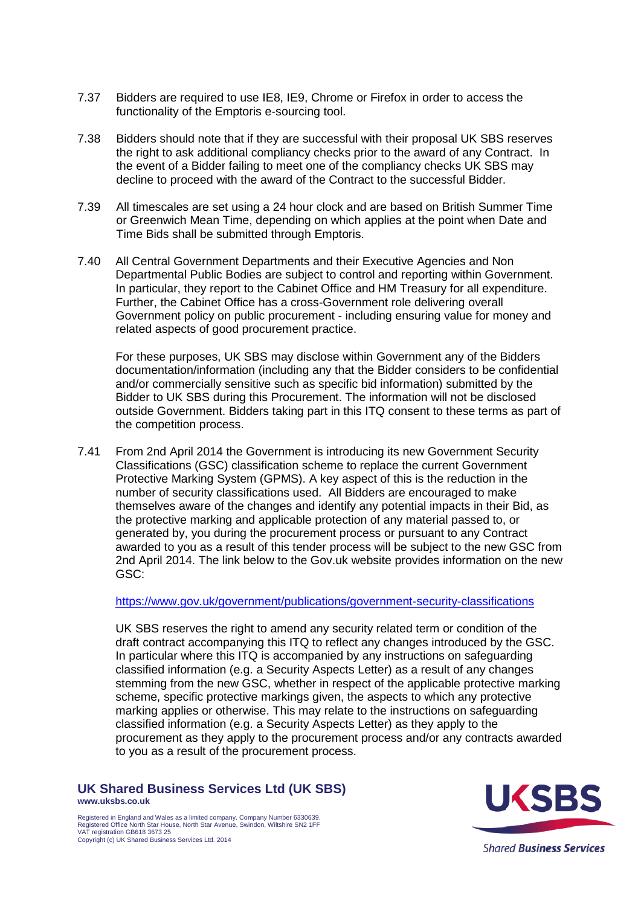7.37 Bidders are required to use IE8, IE9, Chrome or Firefox in order to access the functionality of the Emptoris e-sourcing tool.

7.38 Bidders should note that if they are successful with their proposal UK SBS reserves the right to ask additional compliancy checks prior to the award of any Contract. In the event of a Bidder failing to meet one of the compliancy checks UK SBS may decline to proceed with the award of the Contract to the successful Bidder.

7.39 All timescales are set using a 24 hour clock and are based on British Summer Time or Greenwich Mean Time, depending on which applies at the point when Date and Time Bids shall be submitted through Emptoris.

7.40 All Central Government Departments and their Executive Agencies and Non Departmental Public Bodies are subject to control and reporting within Government. In particular, they report to the Cabinet Office and HM Treasury for all expenditure. Further, the Cabinet Office has a cross-Government role delivering overall Government policy on public procurement - including ensuring value for money and related aspects of good procurement practice.

For these purposes, UK SBS may disclose within Government any of the Bidders documentation/information (including any that the Bidder considers to be confidential and/or commercially sensitive such as specific bid information) submitted by the Bidder to UK SBS during this Procurement. The information will not be disclosed outside Government. Bidders taking part in this ITQ consent to these terms as part of the competition process.

7.41 From 2nd April 2014 the Government is introducing its new Government Security Classifications (GSC) classification scheme to replace the current Government Protective Marking System (GPMS). A key aspect of this is the reduction in the number of security classifications used. All Bidders are encouraged to make themselves aware of the changes and identify any potential impacts in their Bid, as the protective marking and applicable protection of any material passed to, or generated by, you during the procurement process or pursuant to any Contract awarded to you as a result of this tender process will be subject to the new GSC from 2nd April 2014. The link below to the Gov.uk website provides information on the new GSC:

https://www.gov.uk/government/publications/government-security-classifications

UK SBS reserves the right to amend any security related term or condition of the draft contract accompanying this ITQ to reflect any changes introduced by the GSC. In particular where this ITQ is accompanied by any instructions on safeguarding classified information (e.g. a Security Aspects Letter) as a result of any changes stemming from the new GSC, whether in respect of the applicable protective marking scheme, specific protective markings given, the aspects to which any protective marking applies or otherwise. This may relate to the instructions on safeguarding classified information (e.g. a Security Aspects Letter) as they apply to the procurement as they apply to the procurement process and/or any contracts awarded to you as a result of the procurement process.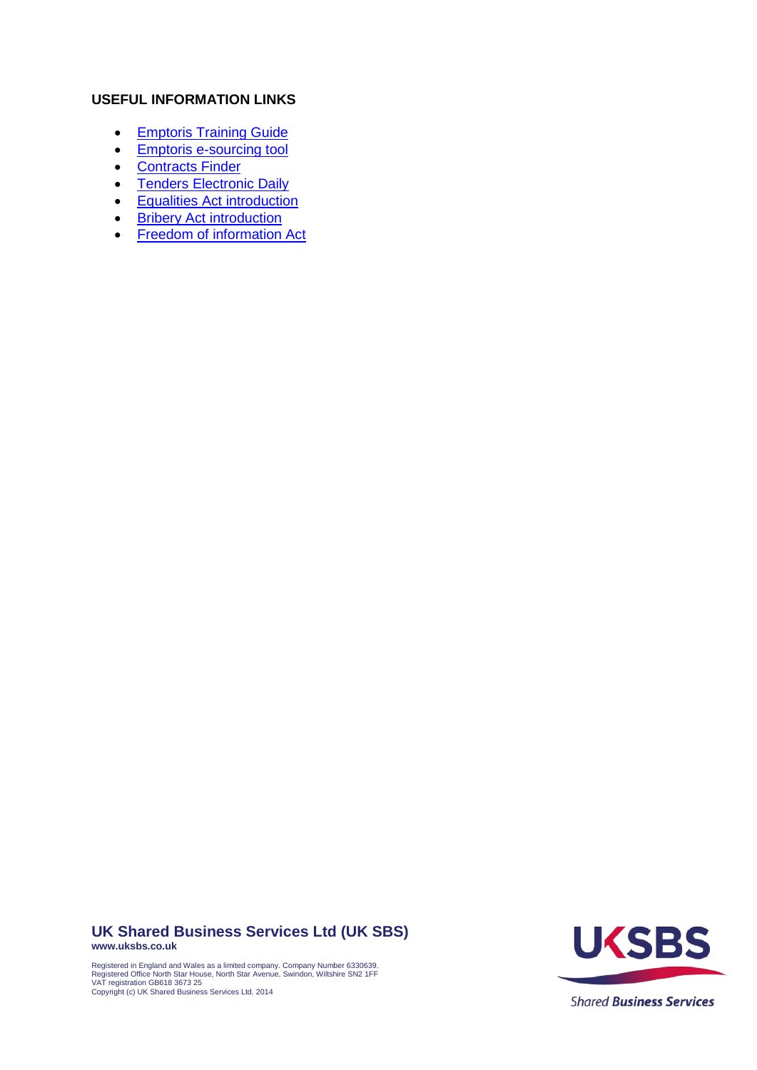**USEFUL INFORMATION LINKS**

- Emptoris Training Guide
- Emptoris e-sourcing tool
- Contracts Finder
- Tenders Electronic Daily
- Equalities Act introduction
- Bribery Act introduction
- Freedom of information Act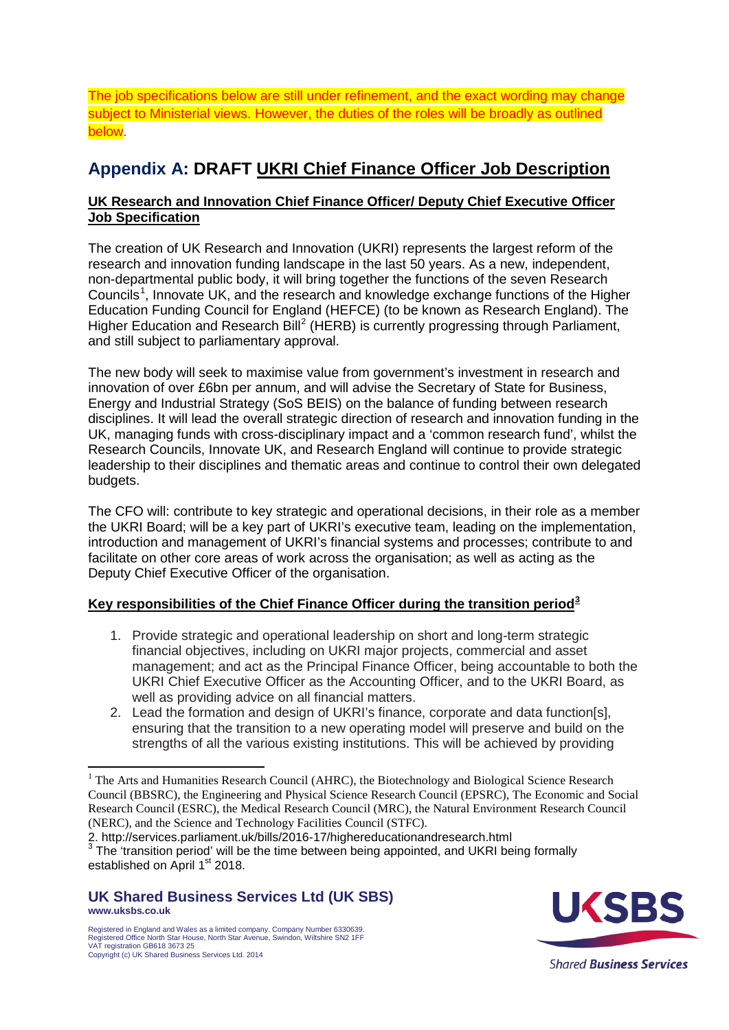The job specifications below are still under refinement, and the exact wording may change subject to Ministerial views. However, the duties of the roles will be broadly as outlined below.

## Appendix A: DRAFT UKRI Chief Finance Officer Job Description

### UK Research and Innovation Chief Finance Officer/ Deputy Chief Executive Officer Job Specification

The creation of UK Research and Innovation (UKRI) represents the largest reform of the research and innovation funding landscape in the last 50 years. As a new, independent, non-departmental public body, it will bring together the functions of the seven Research Councils[1], Innovate UK, and the research and knowledge exchange functions of the Higher Education Funding Council for England (HEFCE) (to be known as Research England). The Higher Education and Research Bill[2] (HERB) is currently progressing through Parliament, and still subject to parliamentary approval.

The new body will seek to maximise value from government's investment in research and innovation of over £6bn per annum, and will advise the Secretary of State for Business, Energy and Industrial Strategy (SoS BEIS) on the balance of funding between research disciplines. It will lead the overall strategic direction of research and innovation funding in the UK, managing funds with cross-disciplinary impact and a 'common research fund', whilst the Research Councils, Innovate UK, and Research England will continue to provide strategic leadership to their disciplines and thematic areas and continue to control their own delegated budgets.

The CFO will: contribute to key strategic and operational decisions, in their role as a member the UKRI Board; will be a key part of UKRI's executive team, leading on the implementation, introduction and management of UKRI's financial systems and processes; contribute to and facilitate on other core areas of work across the organisation; as well as acting as the Deputy Chief Executive Officer of the organisation.

### Key responsibilities of the Chief Finance Officer during the transition period[3]

1. Provide strategic and operational leadership on short and long-term strategic financial objectives, including on UKRI major projects, commercial and asset management; and act as the Principal Finance Officer, being accountable to both the UKRI Chief Executive Officer as the Accounting Officer, and to the UKRI Board, as well as providing advice on all financial matters.
2. Lead the formation and design of UKRI's finance, corporate and data function[s], ensuring that the transition to a new operating model will preserve and build on the strengths of all the various existing institutions. This will be achieved by providing

---

[1] The Arts and Humanities Research Council (AHRC), the Biotechnology and Biological Science Research Council (BBSRC), the Engineering and Physical Science Research Council (EPSRC), The Economic and Social Research Council (ESRC), the Medical Research Council (MRC), the Natural Environment Research Council (NERC), and the Science and Technology Facilities Council (STFC).

2. http://services.parliament.uk/bills/2016-17/highereducationandresearch.html

[3] The 'transition period' will be the time between being appointed, and UKRI being formally established on April 1st 2018.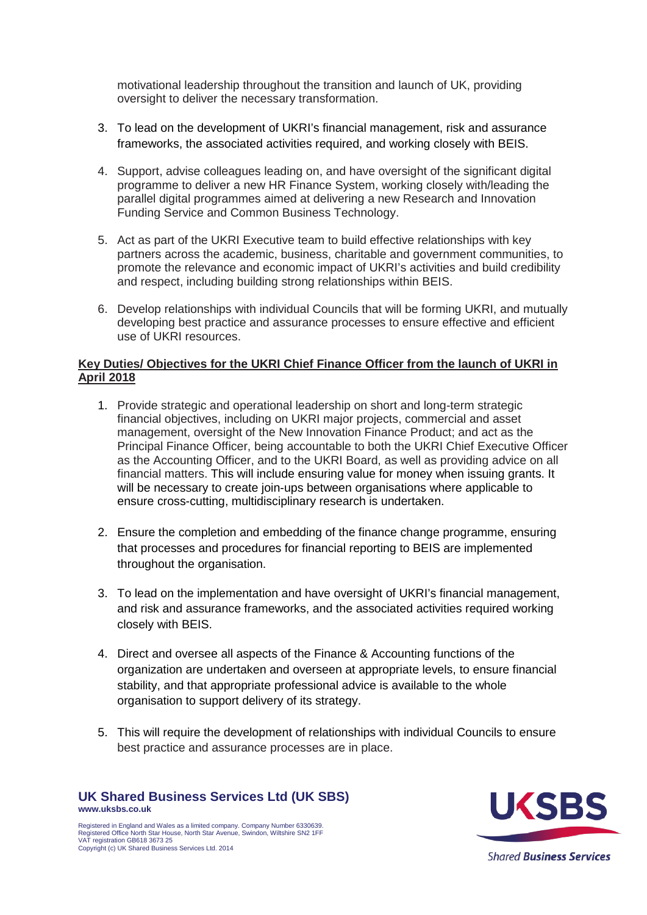motivational leadership throughout the transition and launch of UK, providing oversight to deliver the necessary transformation.

3. To lead on the development of UKRI's financial management, risk and assurance frameworks, the associated activities required, and working closely with BEIS.

4. Support, advise colleagues leading on, and have oversight of the significant digital programme to deliver a new HR Finance System, working closely with/leading the parallel digital programmes aimed at delivering a new Research and Innovation Funding Service and Common Business Technology.

5. Act as part of the UKRI Executive team to build effective relationships with key partners across the academic, business, charitable and government communities, to promote the relevance and economic impact of UKRI's activities and build credibility and respect, including building strong relationships within BEIS.

6. Develop relationships with individual Councils that will be forming UKRI, and mutually developing best practice and assurance processes to ensure effective and efficient use of UKRI resources.

**Key Duties/ Objectives for the UKRI Chief Finance Officer from the launch of UKRI in April 2018**

1. Provide strategic and operational leadership on short and long-term strategic financial objectives, including on UKRI major projects, commercial and asset management, oversight of the New Innovation Finance Product; and act as the Principal Finance Officer, being accountable to both the UKRI Chief Executive Officer as the Accounting Officer, and to the UKRI Board, as well as providing advice on all financial matters. This will include ensuring value for money when issuing grants. It will be necessary to create join-ups between organisations where applicable to ensure cross-cutting, multidisciplinary research is undertaken.

2. Ensure the completion and embedding of the finance change programme, ensuring that processes and procedures for financial reporting to BEIS are implemented throughout the organisation.

3. To lead on the implementation and have oversight of UKRI's financial management, and risk and assurance frameworks, and the associated activities required working closely with BEIS.

4. Direct and oversee all aspects of the Finance & Accounting functions of the organization are undertaken and overseen at appropriate levels, to ensure financial stability, and that appropriate professional advice is available to the whole organisation to support delivery of its strategy.

5. This will require the development of relationships with individual Councils to ensure best practice and assurance processes are in place.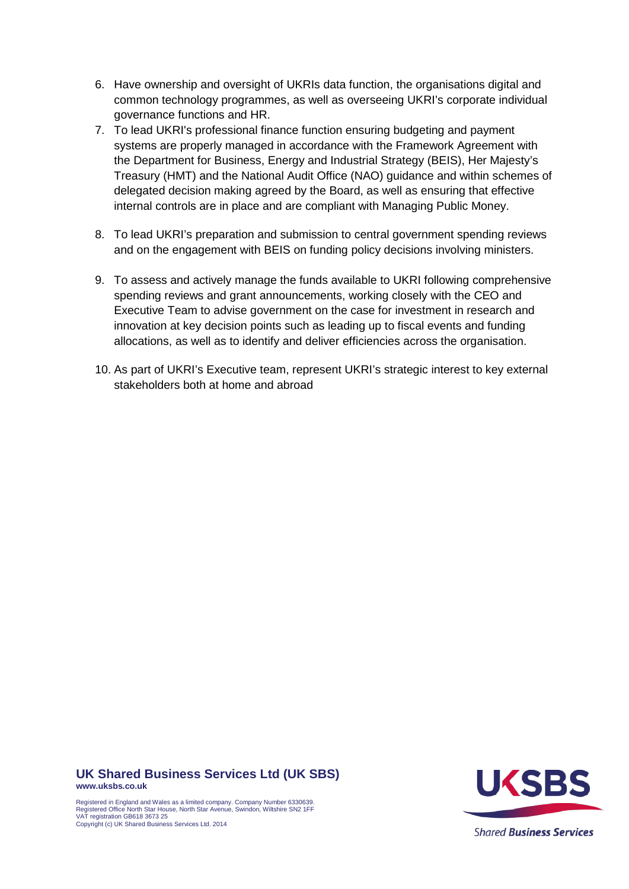6. Have ownership and oversight of UKRIs data function, the organisations digital and common technology programmes, as well as overseeing UKRI's corporate individual governance functions and HR.
7. To lead UKRI's professional finance function ensuring budgeting and payment systems are properly managed in accordance with the Framework Agreement with the Department for Business, Energy and Industrial Strategy (BEIS), Her Majesty's Treasury (HMT) and the National Audit Office (NAO) guidance and within schemes of delegated decision making agreed by the Board, as well as ensuring that effective internal controls are in place and are compliant with Managing Public Money.
8. To lead UKRI's preparation and submission to central government spending reviews and on the engagement with BEIS on funding policy decisions involving ministers.
9. To assess and actively manage the funds available to UKRI following comprehensive spending reviews and grant announcements, working closely with the CEO and Executive Team to advise government on the case for investment in research and innovation at key decision points such as leading up to fiscal events and funding allocations, as well as to identify and deliver efficiencies across the organisation.
10. As part of UKRI's Executive team, represent UKRI's strategic interest to key external stakeholders both at home and abroad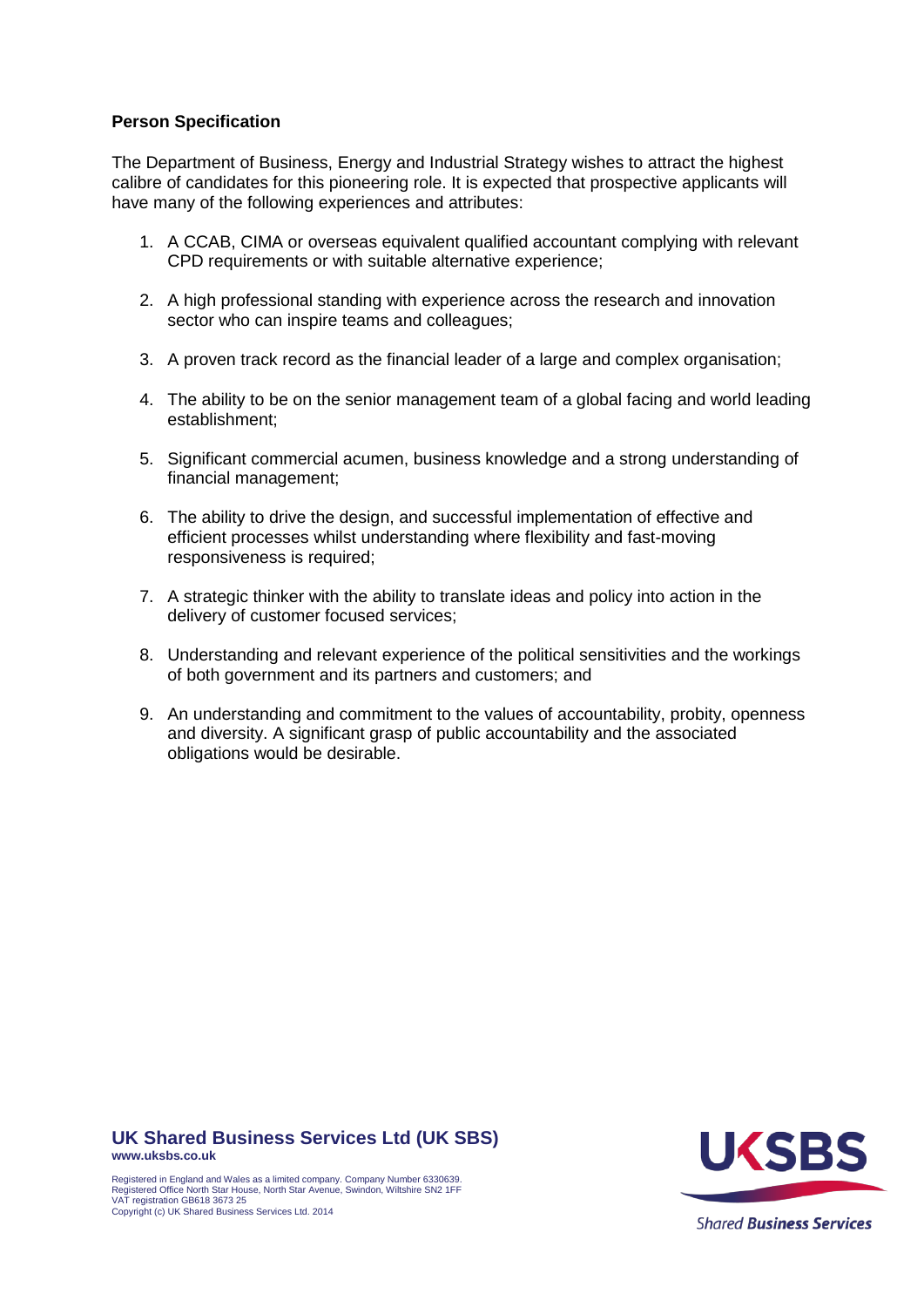**Person Specification**

The Department of Business, Energy and Industrial Strategy wishes to attract the highest calibre of candidates for this pioneering role. It is expected that prospective applicants will have many of the following experiences and attributes:

1. A CCAB, CIMA or overseas equivalent qualified accountant complying with relevant CPD requirements or with suitable alternative experience;
2. A high professional standing with experience across the research and innovation sector who can inspire teams and colleagues;
3. A proven track record as the financial leader of a large and complex organisation;
4. The ability to be on the senior management team of a global facing and world leading establishment;
5. Significant commercial acumen, business knowledge and a strong understanding of financial management;
6. The ability to drive the design, and successful implementation of effective and efficient processes whilst understanding where flexibility and fast-moving responsiveness is required;
7. A strategic thinker with the ability to translate ideas and policy into action in the delivery of customer focused services;
8. Understanding and relevant experience of the political sensitivities and the workings of both government and its partners and customers; and
9. An understanding and commitment to the values of accountability, probity, openness and diversity. A significant grasp of public accountability and the associated obligations would be desirable.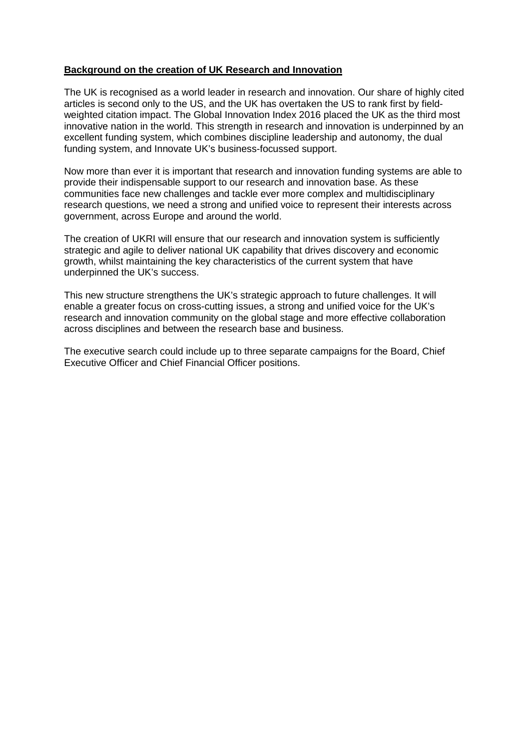**Background on the creation of UK Research and Innovation**

The UK is recognised as a world leader in research and innovation. Our share of highly cited articles is second only to the US, and the UK has overtaken the US to rank first by field-weighted citation impact. The Global Innovation Index 2016 placed the UK as the third most innovative nation in the world. This strength in research and innovation is underpinned by an excellent funding system, which combines discipline leadership and autonomy, the dual funding system, and Innovate UK's business-focussed support.

Now more than ever it is important that research and innovation funding systems are able to provide their indispensable support to our research and innovation base. As these communities face new challenges and tackle ever more complex and multidisciplinary research questions, we need a strong and unified voice to represent their interests across government, across Europe and around the world.

The creation of UKRI will ensure that our research and innovation system is sufficiently strategic and agile to deliver national UK capability that drives discovery and economic growth, whilst maintaining the key characteristics of the current system that have underpinned the UK's success.

This new structure strengthens the UK's strategic approach to future challenges. It will enable a greater focus on cross-cutting issues, a strong and unified voice for the UK's research and innovation community on the global stage and more effective collaboration across disciplines and between the research base and business.

The executive search could include up to three separate campaigns for the Board, Chief Executive Officer and Chief Financial Officer positions.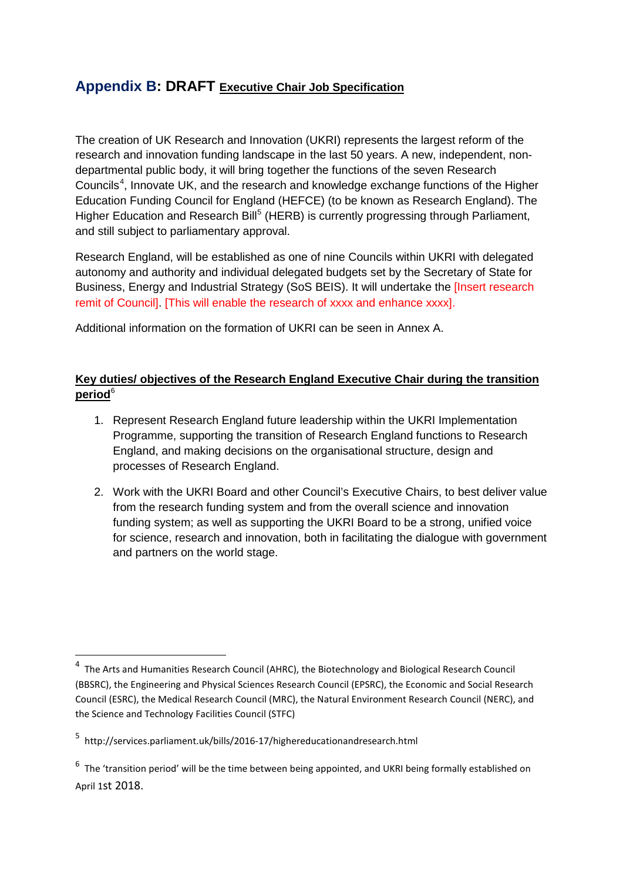## Appendix B: DRAFT Executive Chair Job Specification

The creation of UK Research and Innovation (UKRI) represents the largest reform of the research and innovation funding landscape in the last 50 years. A new, independent, non-departmental public body, it will bring together the functions of the seven Research Councils[4], Innovate UK, and the research and knowledge exchange functions of the Higher Education Funding Council for England (HEFCE) (to be known as Research England). The Higher Education and Research Bill[5] (HERB) is currently progressing through Parliament, and still subject to parliamentary approval.

Research England, will be established as one of nine Councils within UKRI with delegated autonomy and authority and individual delegated budgets set by the Secretary of State for Business, Energy and Industrial Strategy (SoS BEIS). It will undertake the [Insert research remit of Council]. [This will enable the research of xxxx and enhance xxxx].

Additional information on the formation of UKRI can be seen in Annex A.

**Key duties/ objectives of the Research England Executive Chair during the transition period**[6]

1. Represent Research England future leadership within the UKRI Implementation Programme, supporting the transition of Research England functions to Research England, and making decisions on the organisational structure, design and processes of Research England.
2. Work with the UKRI Board and other Council's Executive Chairs, to best deliver value from the research funding system and from the overall science and innovation funding system; as well as supporting the UKRI Board to be a strong, unified voice for science, research and innovation, both in facilitating the dialogue with government and partners on the world stage.

---

[4] The Arts and Humanities Research Council (AHRC), the Biotechnology and Biological Research Council (BBSRC), the Engineering and Physical Sciences Research Council (EPSRC), the Economic and Social Research Council (ESRC), the Medical Research Council (MRC), the Natural Environment Research Council (NERC), and the Science and Technology Facilities Council (STFC)

[5] http://services.parliament.uk/bills/2016-17/highereducationandresearch.html

[6] The 'transition period' will be the time between being appointed, and UKRI being formally established on April 1st 2018.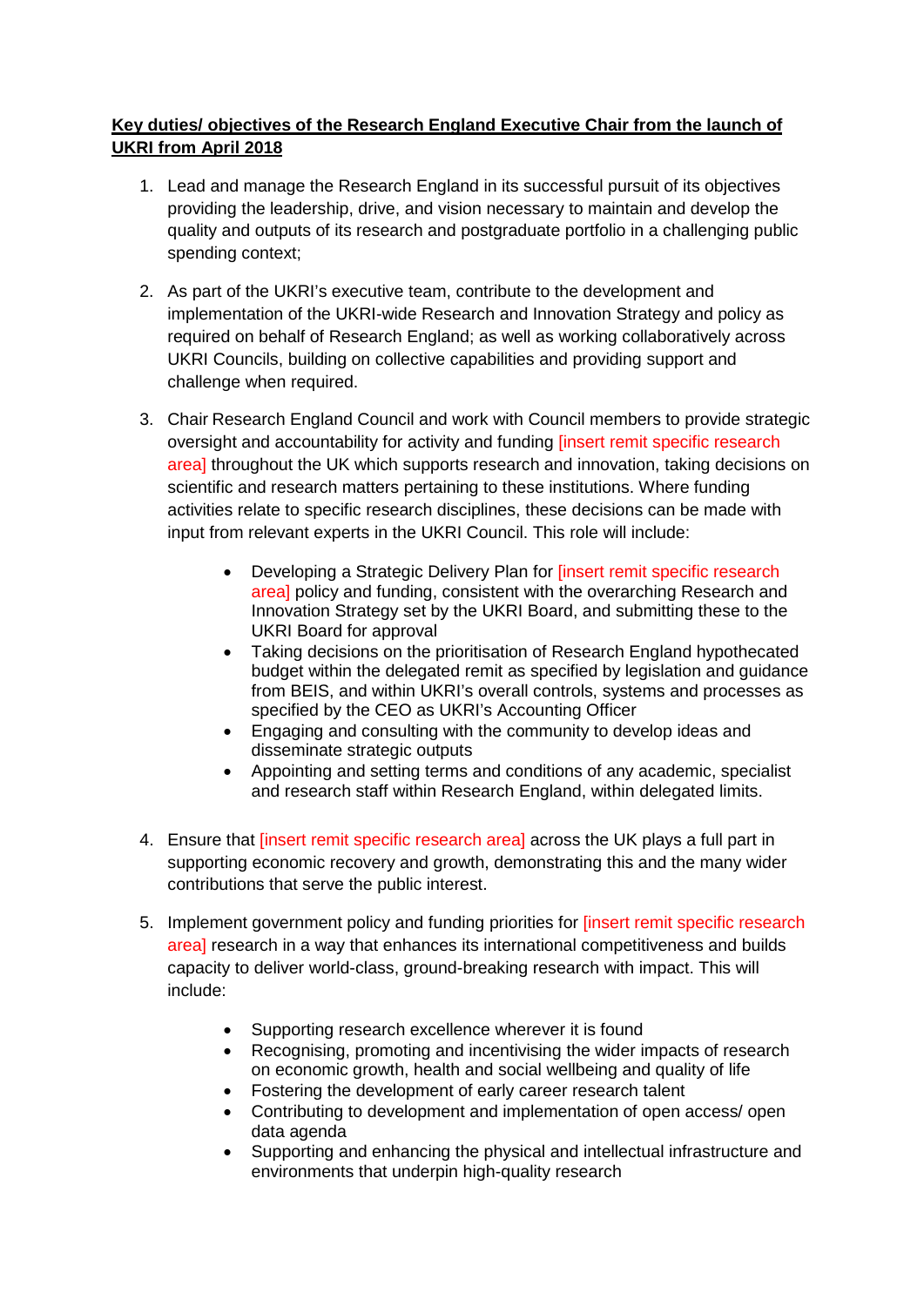**Key duties/ objectives of the Research England Executive Chair from the launch of UKRI from April 2018**

1. Lead and manage the Research England in its successful pursuit of its objectives providing the leadership, drive, and vision necessary to maintain and develop the quality and outputs of its research and postgraduate portfolio in a challenging public spending context;

2. As part of the UKRI's executive team, contribute to the development and implementation of the UKRI-wide Research and Innovation Strategy and policy as required on behalf of Research England; as well as working collaboratively across UKRI Councils, building on collective capabilities and providing support and challenge when required.

3. Chair Research England Council and work with Council members to provide strategic oversight and accountability for activity and funding [insert remit specific research area] throughout the UK which supports research and innovation, taking decisions on scientific and research matters pertaining to these institutions. Where funding activities relate to specific research disciplines, these decisions can be made with input from relevant experts in the UKRI Council. This role will include:

   - Developing a Strategic Delivery Plan for [insert remit specific research area] policy and funding, consistent with the overarching Research and Innovation Strategy set by the UKRI Board, and submitting these to the UKRI Board for approval
   - Taking decisions on the prioritisation of Research England hypothecated budget within the delegated remit as specified by legislation and guidance from BEIS, and within UKRI's overall controls, systems and processes as specified by the CEO as UKRI's Accounting Officer
   - Engaging and consulting with the community to develop ideas and disseminate strategic outputs
   - Appointing and setting terms and conditions of any academic, specialist and research staff within Research England, within delegated limits.

4. Ensure that [insert remit specific research area] across the UK plays a full part in supporting economic recovery and growth, demonstrating this and the many wider contributions that serve the public interest.

5. Implement government policy and funding priorities for [insert remit specific research area] research in a way that enhances its international competitiveness and builds capacity to deliver world-class, ground-breaking research with impact. This will include:

   - Supporting research excellence wherever it is found
   - Recognising, promoting and incentivising the wider impacts of research on economic growth, health and social wellbeing and quality of life
   - Fostering the development of early career research talent
   - Contributing to development and implementation of open access/ open data agenda
   - Supporting and enhancing the physical and intellectual infrastructure and environments that underpin high-quality research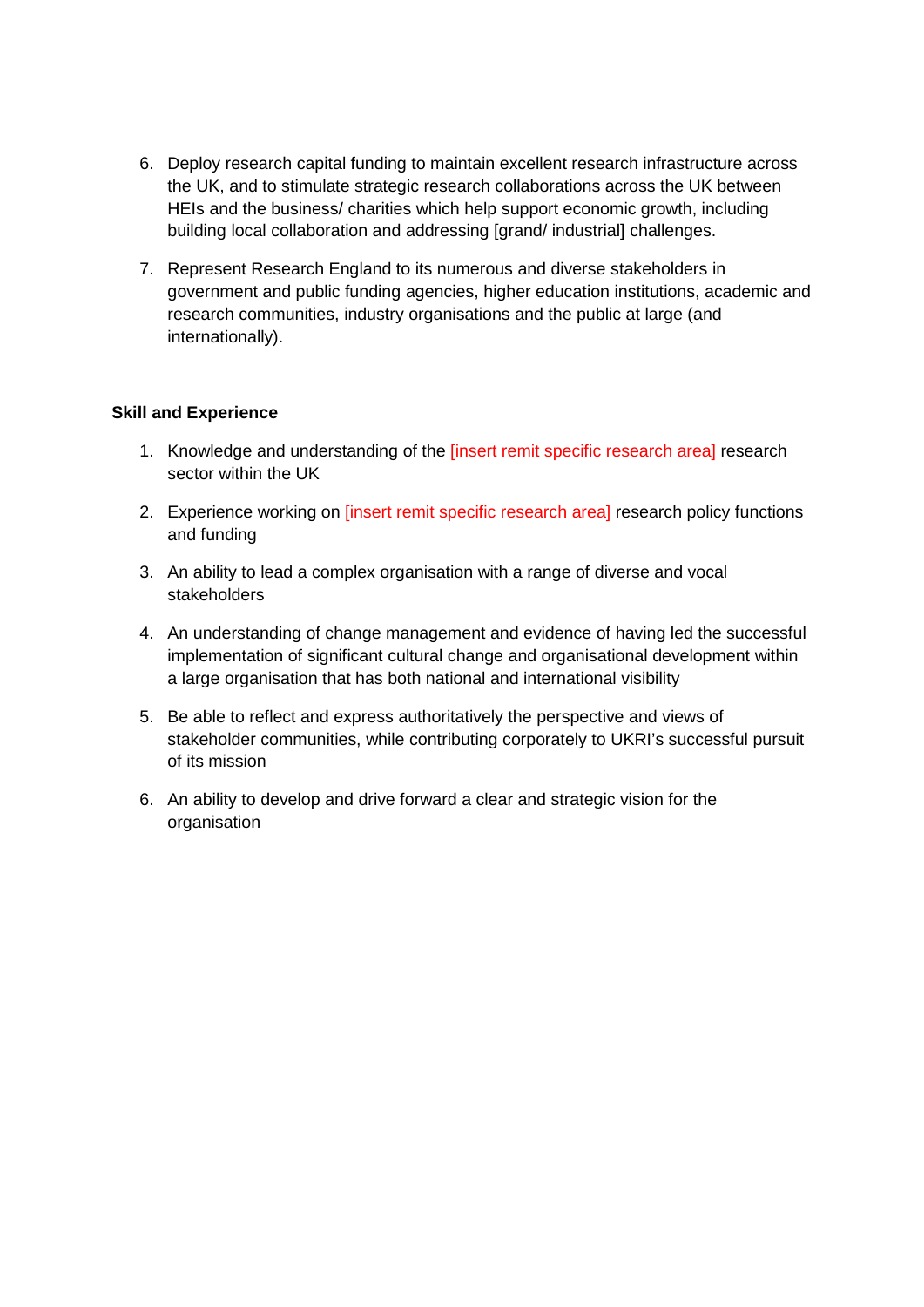6. Deploy research capital funding to maintain excellent research infrastructure across the UK, and to stimulate strategic research collaborations across the UK between HEIs and the business/ charities which help support economic growth, including building local collaboration and addressing [grand/ industrial] challenges.

7. Represent Research England to its numerous and diverse stakeholders in government and public funding agencies, higher education institutions, academic and research communities, industry organisations and the public at large (and internationally).

**Skill and Experience**

1. Knowledge and understanding of the [insert remit specific research area] research sector within the UK

2. Experience working on [insert remit specific research area] research policy functions and funding

3. An ability to lead a complex organisation with a range of diverse and vocal stakeholders

4. An understanding of change management and evidence of having led the successful implementation of significant cultural change and organisational development within a large organisation that has both national and international visibility

5. Be able to reflect and express authoritatively the perspective and views of stakeholder communities, while contributing corporately to UKRI's successful pursuit of its mission

6. An ability to develop and drive forward a clear and strategic vision for the organisation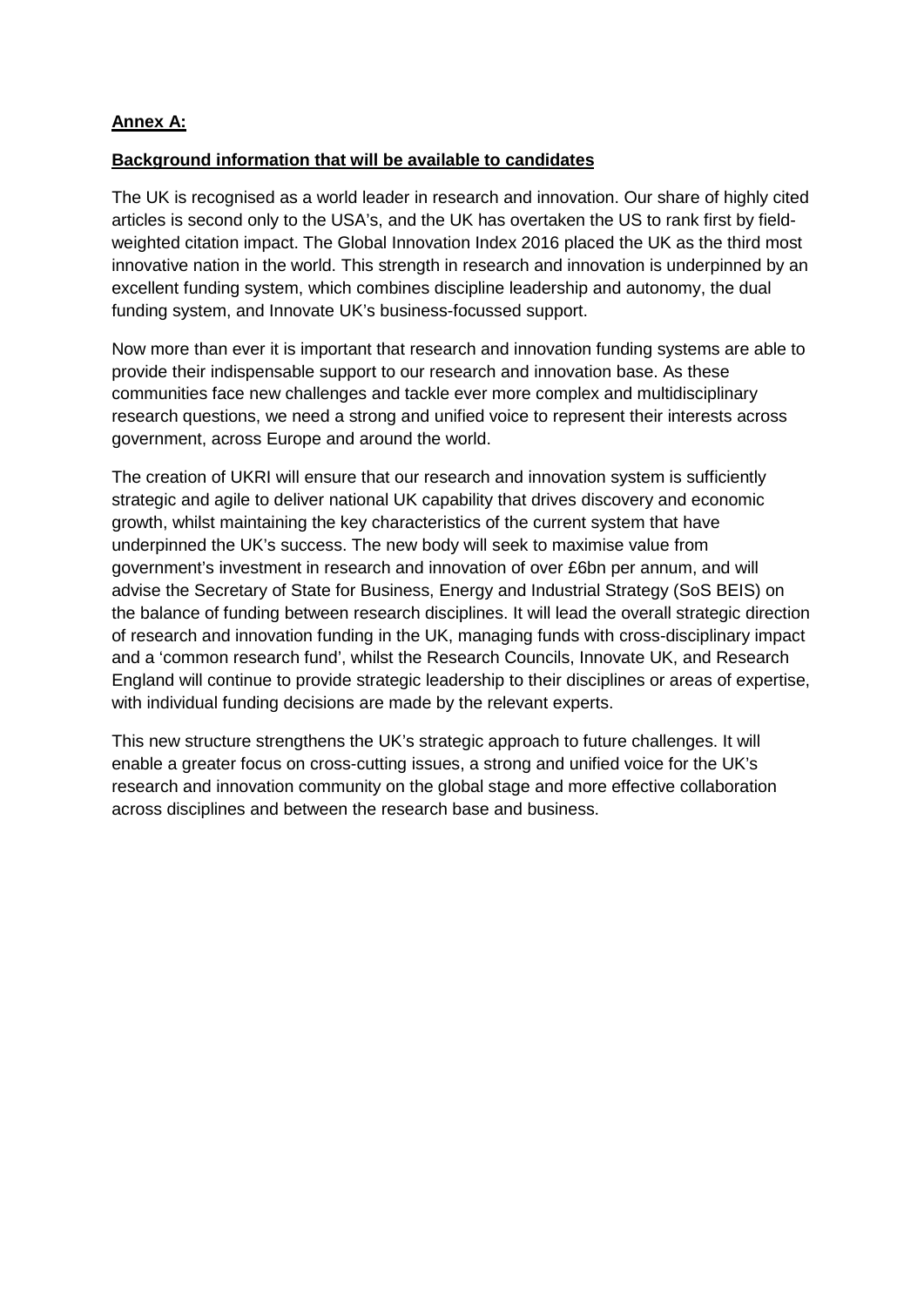**Annex A:**

**Background information that will be available to candidates**

The UK is recognised as a world leader in research and innovation. Our share of highly cited articles is second only to the USA's, and the UK has overtaken the US to rank first by field-weighted citation impact. The Global Innovation Index 2016 placed the UK as the third most innovative nation in the world. This strength in research and innovation is underpinned by an excellent funding system, which combines discipline leadership and autonomy, the dual funding system, and Innovate UK's business-focussed support.

Now more than ever it is important that research and innovation funding systems are able to provide their indispensable support to our research and innovation base. As these communities face new challenges and tackle ever more complex and multidisciplinary research questions, we need a strong and unified voice to represent their interests across government, across Europe and around the world.

The creation of UKRI will ensure that our research and innovation system is sufficiently strategic and agile to deliver national UK capability that drives discovery and economic growth, whilst maintaining the key characteristics of the current system that have underpinned the UK's success. The new body will seek to maximise value from government's investment in research and innovation of over £6bn per annum, and will advise the Secretary of State for Business, Energy and Industrial Strategy (SoS BEIS) on the balance of funding between research disciplines. It will lead the overall strategic direction of research and innovation funding in the UK, managing funds with cross-disciplinary impact and a 'common research fund', whilst the Research Councils, Innovate UK, and Research England will continue to provide strategic leadership to their disciplines or areas of expertise, with individual funding decisions are made by the relevant experts.

This new structure strengthens the UK's strategic approach to future challenges. It will enable a greater focus on cross-cutting issues, a strong and unified voice for the UK's research and innovation community on the global stage and more effective collaboration across disciplines and between the research base and business.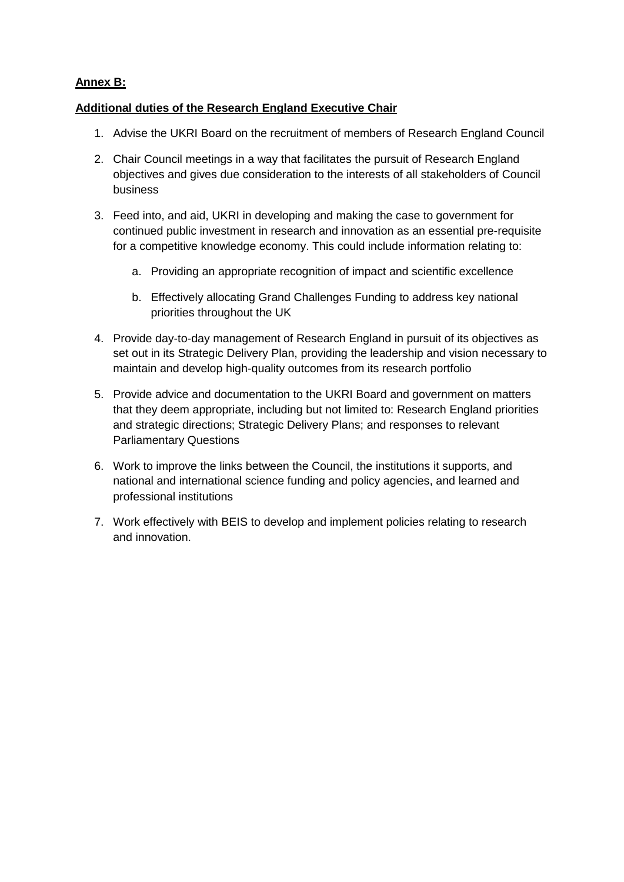**Annex B:**

**Additional duties of the Research England Executive Chair**

1. Advise the UKRI Board on the recruitment of members of Research England Council
2. Chair Council meetings in a way that facilitates the pursuit of Research England objectives and gives due consideration to the interests of all stakeholders of Council business
3. Feed into, and aid, UKRI in developing and making the case to government for continued public investment in research and innovation as an essential pre-requisite for a competitive knowledge economy. This could include information relating to:
    a. Providing an appropriate recognition of impact and scientific excellence
    b. Effectively allocating Grand Challenges Funding to address key national priorities throughout the UK
4. Provide day-to-day management of Research England in pursuit of its objectives as set out in its Strategic Delivery Plan, providing the leadership and vision necessary to maintain and develop high-quality outcomes from its research portfolio
5. Provide advice and documentation to the UKRI Board and government on matters that they deem appropriate, including but not limited to: Research England priorities and strategic directions; Strategic Delivery Plans; and responses to relevant Parliamentary Questions
6. Work to improve the links between the Council, the institutions it supports, and national and international science funding and policy agencies, and learned and professional institutions
7. Work effectively with BEIS to develop and implement policies relating to research and innovation.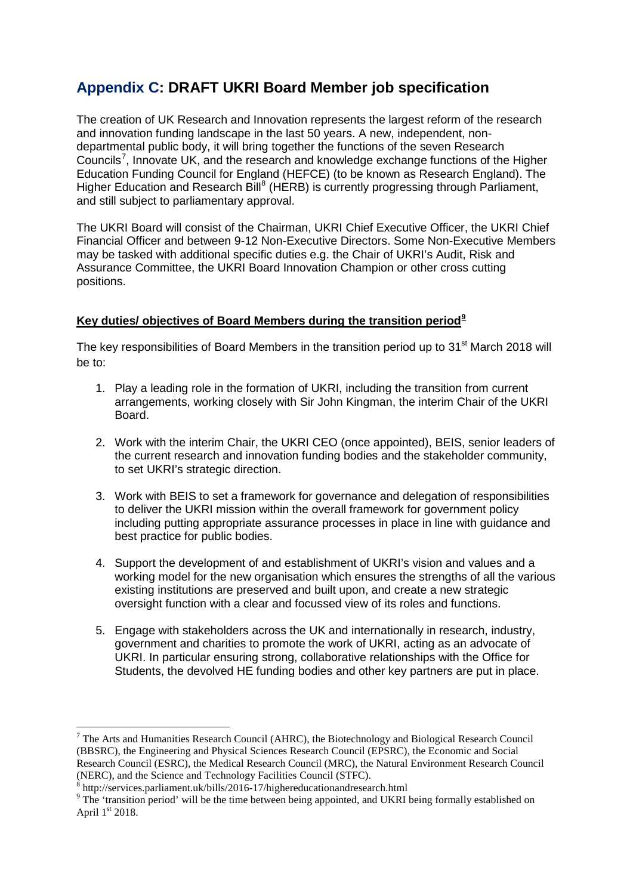## Appendix C: DRAFT UKRI Board Member job specification

The creation of UK Research and Innovation represents the largest reform of the research and innovation funding landscape in the last 50 years. A new, independent, non-departmental public body, it will bring together the functions of the seven Research Councils[7], Innovate UK, and the research and knowledge exchange functions of the Higher Education Funding Council for England (HEFCE) (to be known as Research England). The Higher Education and Research Bill[8] (HERB) is currently progressing through Parliament, and still subject to parliamentary approval.

The UKRI Board will consist of the Chairman, UKRI Chief Executive Officer, the UKRI Chief Financial Officer and between 9-12 Non-Executive Directors. Some Non-Executive Members may be tasked with additional specific duties e.g. the Chair of UKRI's Audit, Risk and Assurance Committee, the UKRI Board Innovation Champion or other cross cutting positions.

**Key duties/ objectives of Board Members during the transition period[9]**

The key responsibilities of Board Members in the transition period up to 31st March 2018 will be to:

1. Play a leading role in the formation of UKRI, including the transition from current arrangements, working closely with Sir John Kingman, the interim Chair of the UKRI Board.

2. Work with the interim Chair, the UKRI CEO (once appointed), BEIS, senior leaders of the current research and innovation funding bodies and the stakeholder community, to set UKRI's strategic direction.

3. Work with BEIS to set a framework for governance and delegation of responsibilities to deliver the UKRI mission within the overall framework for government policy including putting appropriate assurance processes in place in line with guidance and best practice for public bodies.

4. Support the development of and establishment of UKRI's vision and values and a working model for the new organisation which ensures the strengths of all the various existing institutions are preserved and built upon, and create a new strategic oversight function with a clear and focussed view of its roles and functions.

5. Engage with stakeholders across the UK and internationally in research, industry, government and charities to promote the work of UKRI, acting as an advocate of UKRI. In particular ensuring strong, collaborative relationships with the Office for Students, the devolved HE funding bodies and other key partners are put in place.

---

[7] The Arts and Humanities Research Council (AHRC), the Biotechnology and Biological Research Council (BBSRC), the Engineering and Physical Sciences Research Council (EPSRC), the Economic and Social Research Council (ESRC), the Medical Research Council (MRC), the Natural Environment Research Council (NERC), and the Science and Technology Facilities Council (STFC).

[8] http://services.parliament.uk/bills/2016-17/highereducationandresearch.html

[9] The 'transition period' will be the time between being appointed, and UKRI being formally established on April 1st 2018.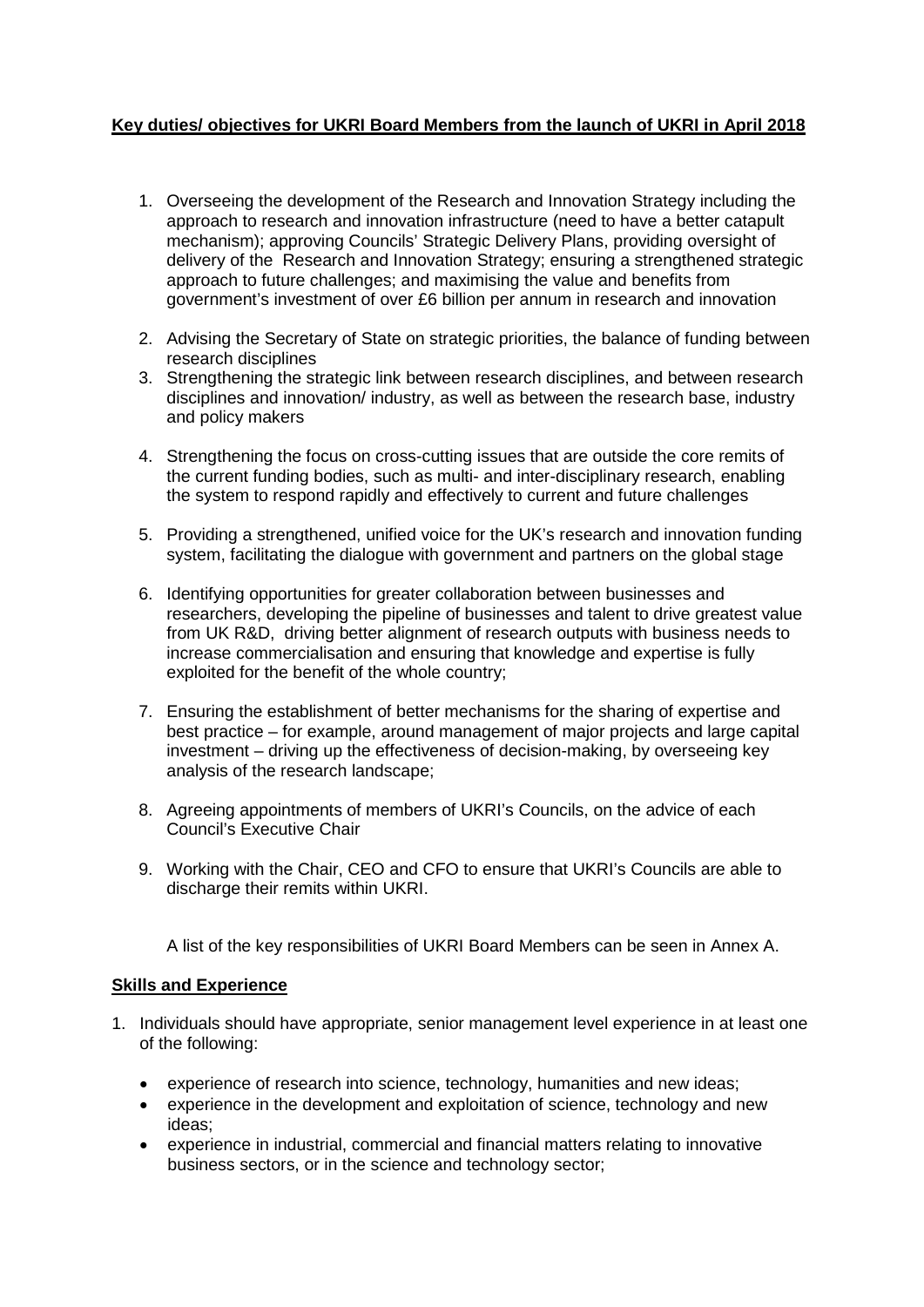**Key duties/ objectives for UKRI Board Members from the launch of UKRI in April 2018**

1. Overseeing the development of the Research and Innovation Strategy including the approach to research and innovation infrastructure (need to have a better catapult mechanism); approving Councils' Strategic Delivery Plans, providing oversight of delivery of the Research and Innovation Strategy; ensuring a strengthened strategic approach to future challenges; and maximising the value and benefits from government's investment of over £6 billion per annum in research and innovation
2. Advising the Secretary of State on strategic priorities, the balance of funding between research disciplines
3. Strengthening the strategic link between research disciplines, and between research disciplines and innovation/ industry, as well as between the research base, industry and policy makers
4. Strengthening the focus on cross-cutting issues that are outside the core remits of the current funding bodies, such as multi- and inter-disciplinary research, enabling the system to respond rapidly and effectively to current and future challenges
5. Providing a strengthened, unified voice for the UK's research and innovation funding system, facilitating the dialogue with government and partners on the global stage
6. Identifying opportunities for greater collaboration between businesses and researchers, developing the pipeline of businesses and talent to drive greatest value from UK R&D, driving better alignment of research outputs with business needs to increase commercialisation and ensuring that knowledge and expertise is fully exploited for the benefit of the whole country;
7. Ensuring the establishment of better mechanisms for the sharing of expertise and best practice – for example, around management of major projects and large capital investment – driving up the effectiveness of decision-making, by overseeing key analysis of the research landscape;
8. Agreeing appointments of members of UKRI's Councils, on the advice of each Council's Executive Chair
9. Working with the Chair, CEO and CFO to ensure that UKRI's Councils are able to discharge their remits within UKRI.

A list of the key responsibilities of UKRI Board Members can be seen in Annex A.

**Skills and Experience**

1. Individuals should have appropriate, senior management level experience in at least one of the following:
   - experience of research into science, technology, humanities and new ideas;
   - experience in the development and exploitation of science, technology and new ideas;
   - experience in industrial, commercial and financial matters relating to innovative business sectors, or in the science and technology sector;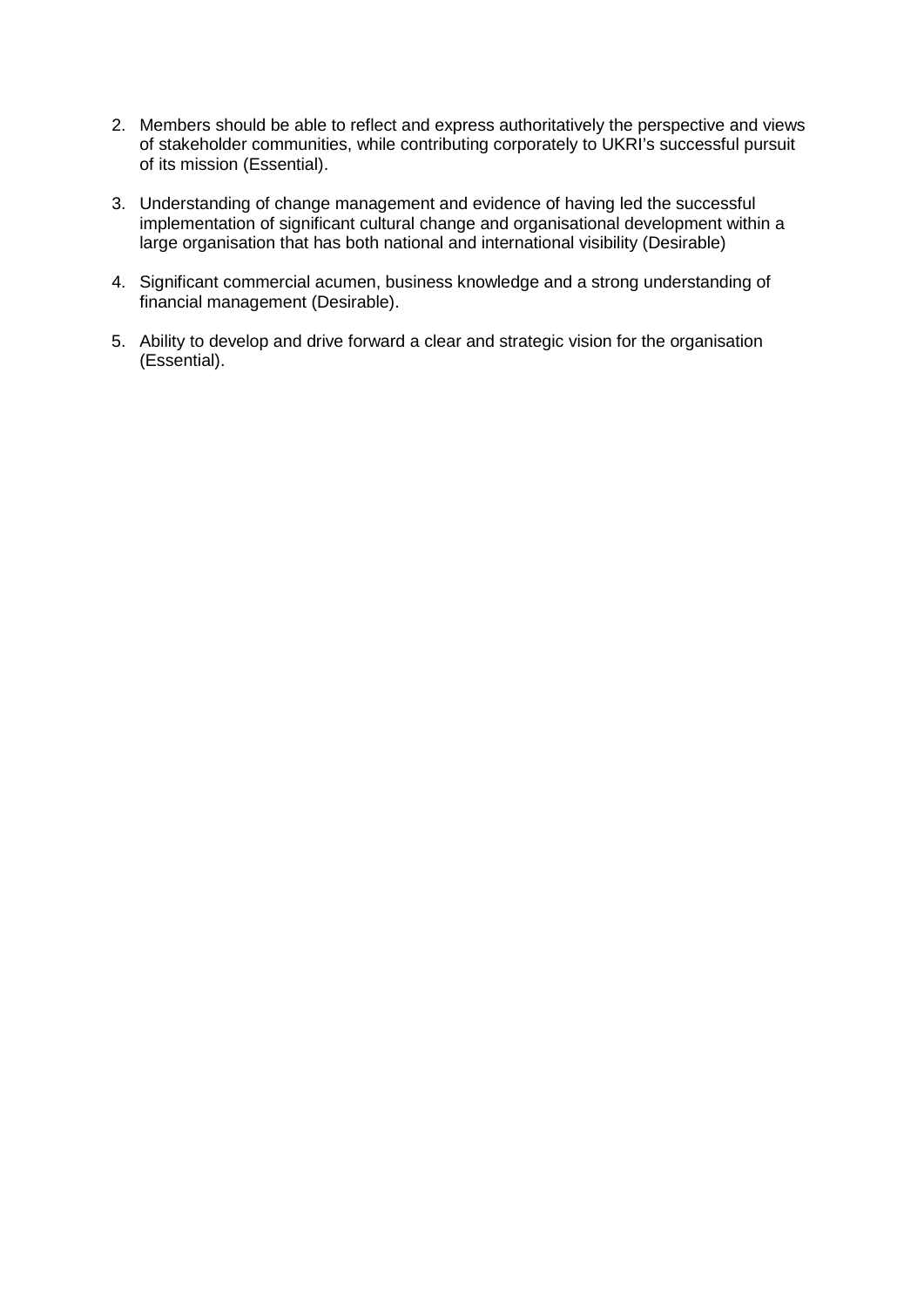2. Members should be able to reflect and express authoritatively the perspective and views of stakeholder communities, while contributing corporately to UKRI's successful pursuit of its mission (Essential).

3. Understanding of change management and evidence of having led the successful implementation of significant cultural change and organisational development within a large organisation that has both national and international visibility (Desirable)

4. Significant commercial acumen, business knowledge and a strong understanding of financial management (Desirable).

5. Ability to develop and drive forward a clear and strategic vision for the organisation (Essential).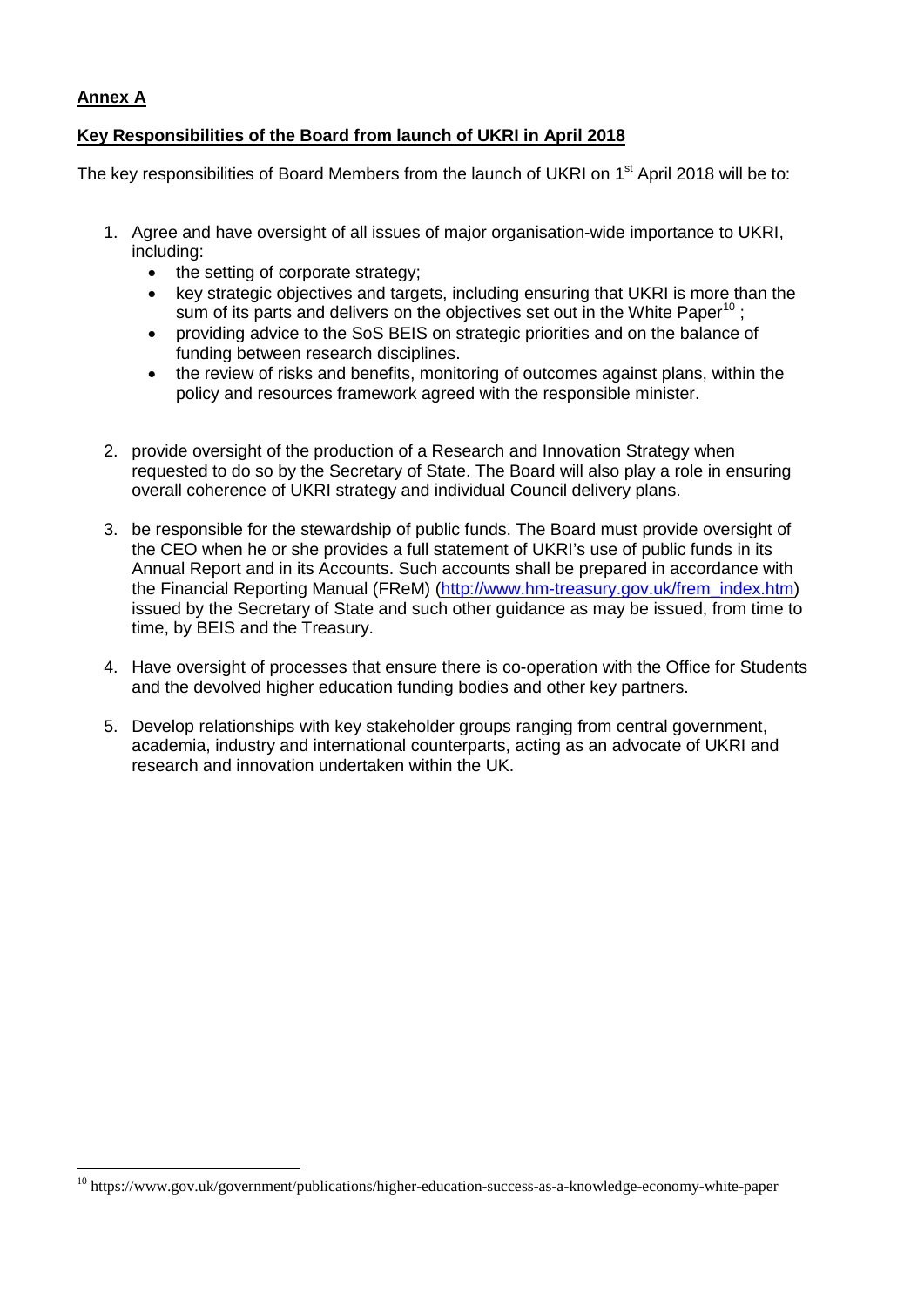**Annex A**

**Key Responsibilities of the Board from launch of UKRI in April 2018**

The key responsibilities of Board Members from the launch of UKRI on 1st April 2018 will be to:

1. Agree and have oversight of all issues of major organisation-wide importance to UKRI, including:
   - the setting of corporate strategy;
   - key strategic objectives and targets, including ensuring that UKRI is more than the sum of its parts and delivers on the objectives set out in the White Paper[10] ;
   - providing advice to the SoS BEIS on strategic priorities and on the balance of funding between research disciplines.
   - the review of risks and benefits, monitoring of outcomes against plans, within the policy and resources framework agreed with the responsible minister.

2. provide oversight of the production of a Research and Innovation Strategy when requested to do so by the Secretary of State. The Board will also play a role in ensuring overall coherence of UKRI strategy and individual Council delivery plans.

3. be responsible for the stewardship of public funds. The Board must provide oversight of the CEO when he or she provides a full statement of UKRI's use of public funds in its Annual Report and in its Accounts. Such accounts shall be prepared in accordance with the Financial Reporting Manual (FReM) (http://www.hm-treasury.gov.uk/frem_index.htm) issued by the Secretary of State and such other guidance as may be issued, from time to time, by BEIS and the Treasury.

4. Have oversight of processes that ensure there is co-operation with the Office for Students and the devolved higher education funding bodies and other key partners.

5. Develop relationships with key stakeholder groups ranging from central government, academia, industry and international counterparts, acting as an advocate of UKRI and research and innovation undertaken within the UK.

---

[10] https://www.gov.uk/government/publications/higher-education-success-as-a-knowledge-economy-white-paper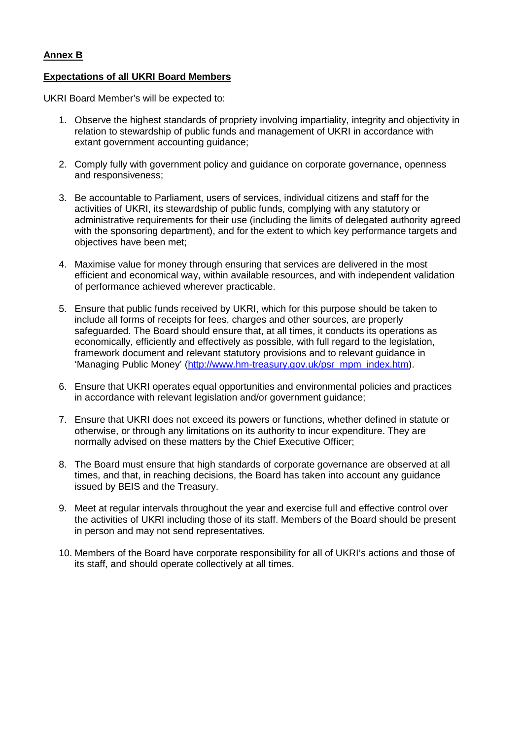**Annex B**

**Expectations of all UKRI Board Members**

UKRI Board Member's will be expected to:

1. Observe the highest standards of propriety involving impartiality, integrity and objectivity in relation to stewardship of public funds and management of UKRI in accordance with extant government accounting guidance;

2. Comply fully with government policy and guidance on corporate governance, openness and responsiveness;

3. Be accountable to Parliament, users of services, individual citizens and staff for the activities of UKRI, its stewardship of public funds, complying with any statutory or administrative requirements for their use (including the limits of delegated authority agreed with the sponsoring department), and for the extent to which key performance targets and objectives have been met;

4. Maximise value for money through ensuring that services are delivered in the most efficient and economical way, within available resources, and with independent validation of performance achieved wherever practicable.

5. Ensure that public funds received by UKRI, which for this purpose should be taken to include all forms of receipts for fees, charges and other sources, are properly safeguarded. The Board should ensure that, at all times, it conducts its operations as economically, efficiently and effectively as possible, with full regard to the legislation, framework document and relevant statutory provisions and to relevant guidance in 'Managing Public Money' (http://www.hm-treasury.gov.uk/psr_mpm_index.htm).

6. Ensure that UKRI operates equal opportunities and environmental policies and practices in accordance with relevant legislation and/or government guidance;

7. Ensure that UKRI does not exceed its powers or functions, whether defined in statute or otherwise, or through any limitations on its authority to incur expenditure. They are normally advised on these matters by the Chief Executive Officer;

8. The Board must ensure that high standards of corporate governance are observed at all times, and that, in reaching decisions, the Board has taken into account any guidance issued by BEIS and the Treasury.

9. Meet at regular intervals throughout the year and exercise full and effective control over the activities of UKRI including those of its staff. Members of the Board should be present in person and may not send representatives.

10. Members of the Board have corporate responsibility for all of UKRI's actions and those of its staff, and should operate collectively at all times.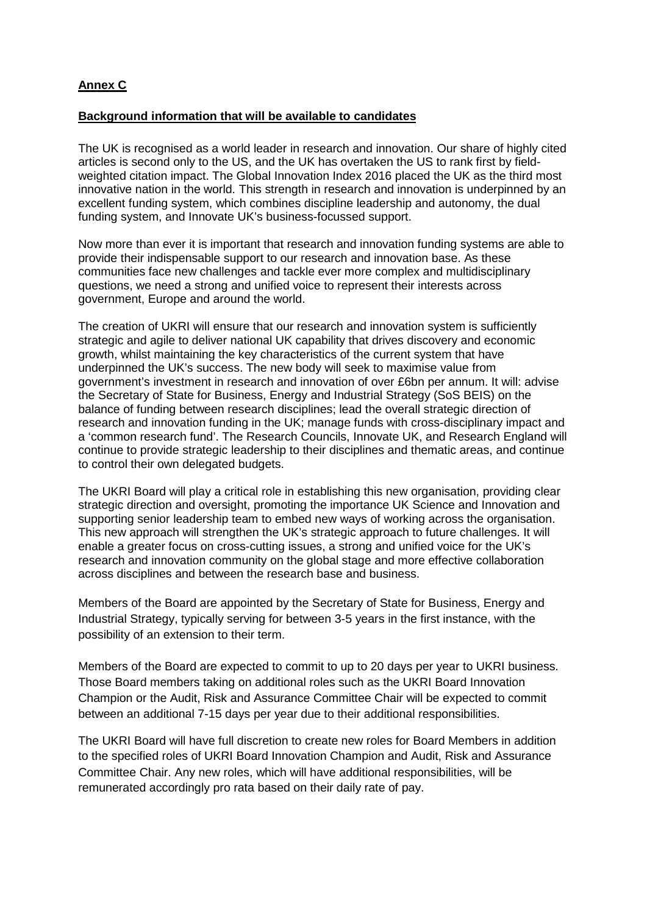**Annex C**

**Background information that will be available to candidates**

The UK is recognised as a world leader in research and innovation. Our share of highly cited articles is second only to the US, and the UK has overtaken the US to rank first by field-weighted citation impact. The Global Innovation Index 2016 placed the UK as the third most innovative nation in the world. This strength in research and innovation is underpinned by an excellent funding system, which combines discipline leadership and autonomy, the dual funding system, and Innovate UK's business-focussed support.

Now more than ever it is important that research and innovation funding systems are able to provide their indispensable support to our research and innovation base. As these communities face new challenges and tackle ever more complex and multidisciplinary questions, we need a strong and unified voice to represent their interests across government, Europe and around the world.

The creation of UKRI will ensure that our research and innovation system is sufficiently strategic and agile to deliver national UK capability that drives discovery and economic growth, whilst maintaining the key characteristics of the current system that have underpinned the UK's success. The new body will seek to maximise value from government's investment in research and innovation of over £6bn per annum. It will: advise the Secretary of State for Business, Energy and Industrial Strategy (SoS BEIS) on the balance of funding between research disciplines; lead the overall strategic direction of research and innovation funding in the UK; manage funds with cross-disciplinary impact and a 'common research fund'. The Research Councils, Innovate UK, and Research England will continue to provide strategic leadership to their disciplines and thematic areas, and continue to control their own delegated budgets.

The UKRI Board will play a critical role in establishing this new organisation, providing clear strategic direction and oversight, promoting the importance UK Science and Innovation and supporting senior leadership team to embed new ways of working across the organisation. This new approach will strengthen the UK's strategic approach to future challenges. It will enable a greater focus on cross-cutting issues, a strong and unified voice for the UK's research and innovation community on the global stage and more effective collaboration across disciplines and between the research base and business.

Members of the Board are appointed by the Secretary of State for Business, Energy and Industrial Strategy, typically serving for between 3-5 years in the first instance, with the possibility of an extension to their term.

Members of the Board are expected to commit to up to 20 days per year to UKRI business. Those Board members taking on additional roles such as the UKRI Board Innovation Champion or the Audit, Risk and Assurance Committee Chair will be expected to commit between an additional 7-15 days per year due to their additional responsibilities.

The UKRI Board will have full discretion to create new roles for Board Members in addition to the specified roles of UKRI Board Innovation Champion and Audit, Risk and Assurance Committee Chair. Any new roles, which will have additional responsibilities, will be remunerated accordingly pro rata based on their daily rate of pay.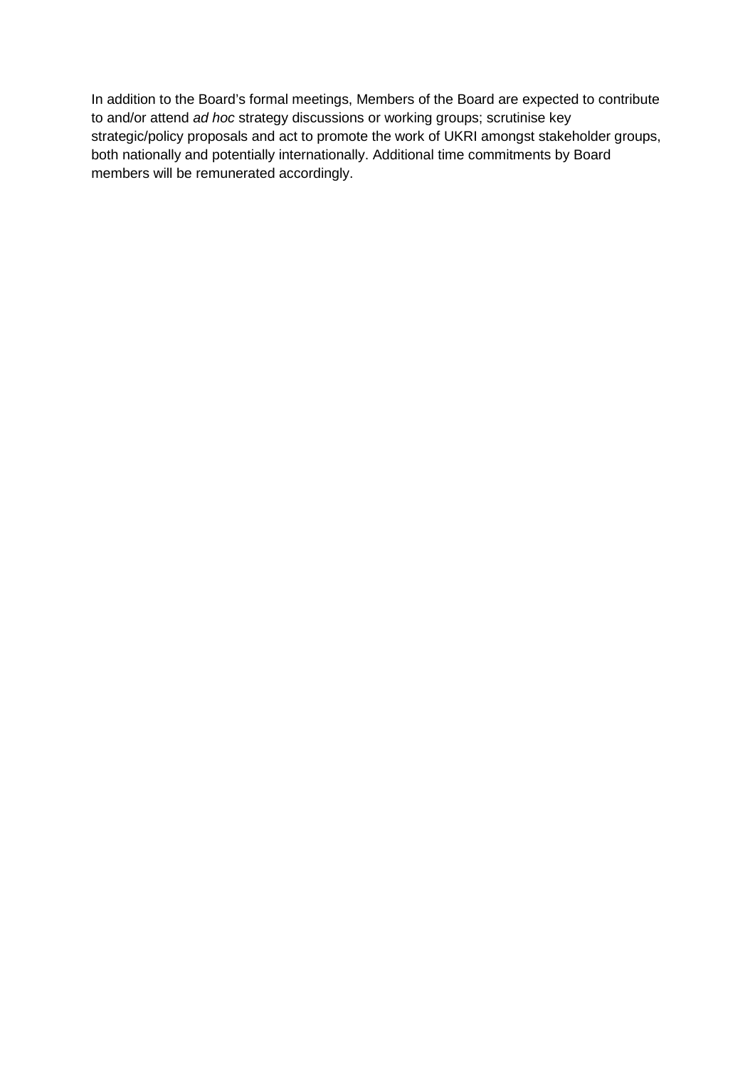In addition to the Board's formal meetings, Members of the Board are expected to contribute to and/or attend *ad hoc* strategy discussions or working groups; scrutinise key strategic/policy proposals and act to promote the work of UKRI amongst stakeholder groups, both nationally and potentially internationally. Additional time commitments by Board members will be remunerated accordingly.